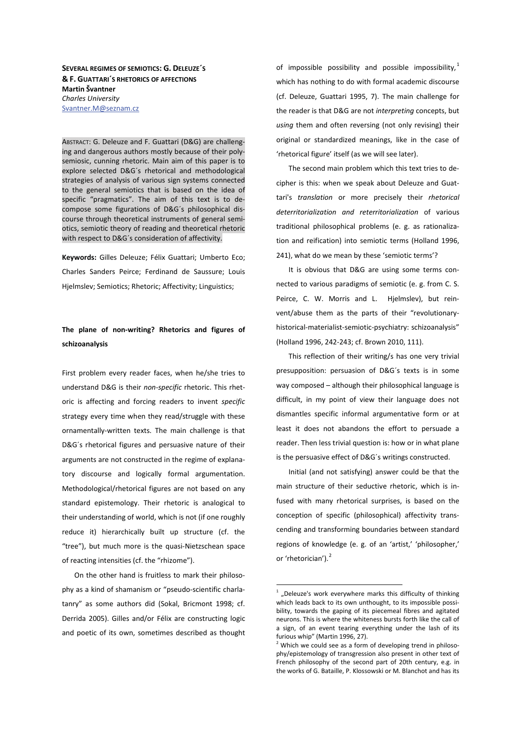**SEVERAL REGIMES OF SEMIOTICS: G. DELEUZE´S & F. GUATTARI´S RHETORICS OF AFFECTIONS**
**Martin Švantner**
*Charles University*
Svantner.M@seznam.cz

ABSTRACT: G. Deleuze and F. Guattari (D&G) are challenging and dangerous authors mostly because of their polysemiosic, cunning rhetoric. Main aim of this paper is to explore selected D&G´s rhetorical and methodological strategies of analysis of various sign systems connected to the general semiotics that is based on the idea of specific "pragmatics". The aim of this text is to decompose some figurations of D&G´s philosophical discourse through theoretical instruments of general semiotics, semiotic theory of reading and theoretical rhetoric with respect to D&G´s consideration of affectivity.

**Keywords:** Gilles Deleuze; Félix Guattari; Umberto Eco; Charles Sanders Peirce; Ferdinand de Saussure; Louis Hjelmslev; Semiotics; Rhetoric; Affectivity; Linguistics;

## The plane of non-writing? Rhetorics and figures of schizoanalysis

First problem every reader faces, when he/she tries to understand D&G is their *non-specific* rhetoric. This rhetoric is affecting and forcing readers to invent *specific* strategy every time when they read/struggle with these ornamentally-written texts. The main challenge is that D&G´s rhetorical figures and persuasive nature of their arguments are not constructed in the regime of explanatory discourse and logically formal argumentation. Methodological/rhetorical figures are not based on any standard epistemology. Their rhetoric is analogical to their understanding of world, which is not (if one roughly reduce it) hierarchically built up structure (cf. the "tree"), but much more is the quasi-Nietzschean space of reacting intensities (cf. the "rhizome").

On the other hand is fruitless to mark their philosophy as a kind of shamanism or "pseudo-scientific charlatanry" as some authors did (Sokal, Bricmont 1998; cf. Derrida 2005). Gilles and/or Félix are constructing logic and poetic of its own, sometimes described as thought of impossible possibility and possible impossibility,[1] which has nothing to do with formal academic discourse (cf. Deleuze, Guattari 1995, 7). The main challenge for the reader is that D&G are not *interpreting* concepts, but *using* them and often reversing (not only revising) their original or standardized meanings, like in the case of 'rhetorical figure' itself (as we will see later).

The second main problem which this text tries to decipher is this: when we speak about Deleuze and Guattari's *translation* or more precisely their *rhetorical deterritorialization and reterritorialization* of various traditional philosophical problems (e. g. as rationalization and reification) into semiotic terms (Holland 1996, 241), what do we mean by these 'semiotic terms'?

It is obvious that D&G are using some terms connected to various paradigms of semiotic (e. g. from C. S. Peirce, C. W. Morris and L. Hjelmslev), but reinvent/abuse them as the parts of their "revolutionary-historical-materialist-semiotic-psychiatry: schizoanalysis" (Holland 1996, 242-243; cf. Brown 2010, 111).

This reflection of their writing/s has one very trivial presupposition: persuasion of D&G´s texts is in some way composed – although their philosophical language is difficult, in my point of view their language does not dismantles specific informal argumentative form or at least it does not abandons the effort to persuade a reader. Then less trivial question is: how or in what plane is the persuasive effect of D&G´s writings constructed.

Initial (and not satisfying) answer could be that the main structure of their seductive rhetoric, which is infused with many rhetorical surprises, is based on the conception of specific (philosophical) affectivity transcending and transforming boundaries between standard regions of knowledge (e. g. of an 'artist,' 'philosopher,' or 'rhetorician').[2]

[1] „Deleuze's work everywhere marks this difficulty of thinking which leads back to its own unthought, to its impossible possibility, towards the gaping of its piecemeal fibres and agitated neurons. This is where the whiteness bursts forth like the call of a sign, of an event tearing everything under the lash of its furious whip" (Martin 1996, 27).

[2] Which we could see as a form of developing trend in philosophy/epistemology of transgression also present in other text of French philosophy of the second part of 20th century, e.g. in the works of G. Bataille, P. Klossowski or M. Blanchot and has its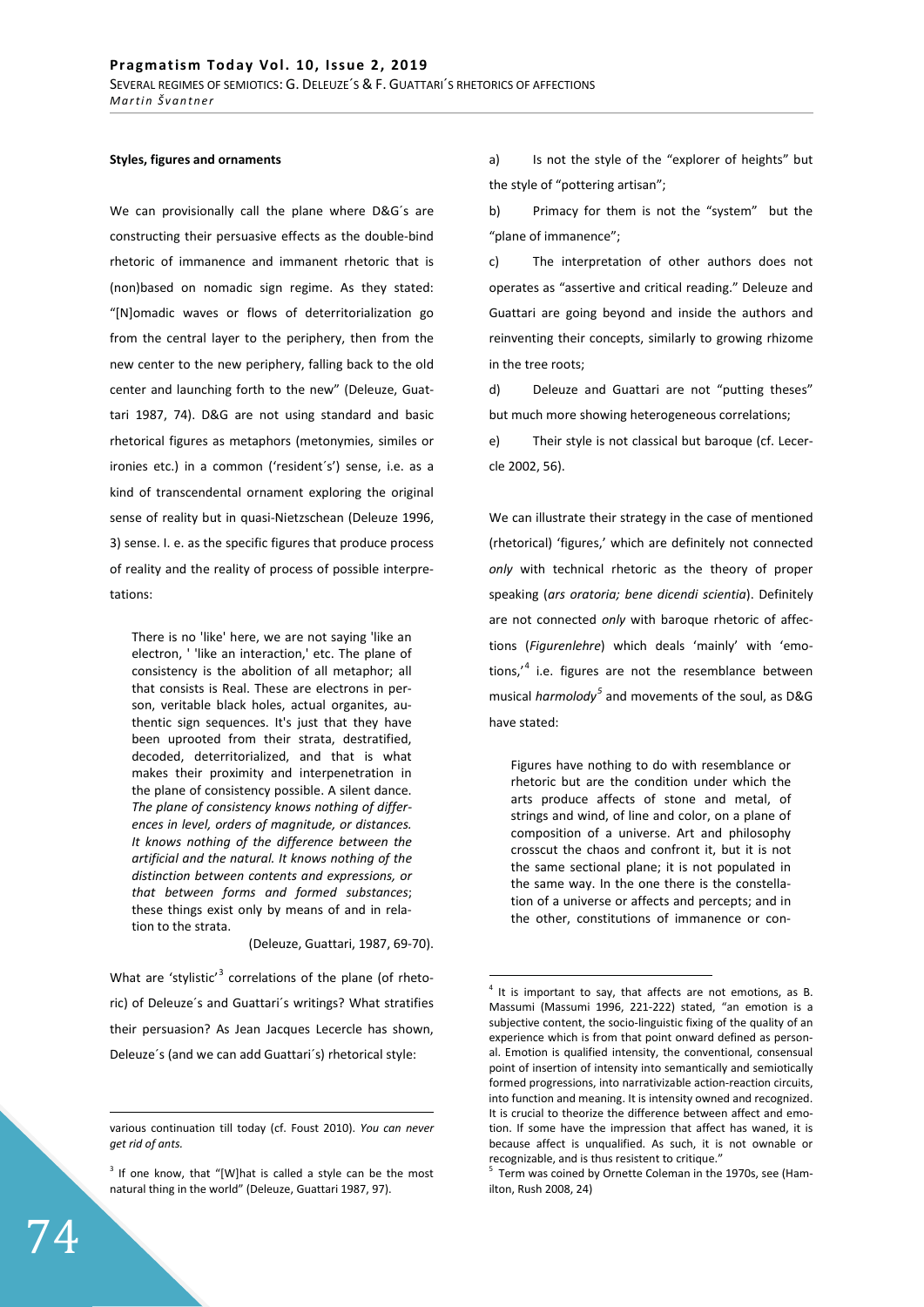**Styles, figures and ornaments**

We can provisionally call the plane where D&G´s are constructing their persuasive effects as the double-bind rhetoric of immanence and immanent rhetoric that is (non)based on nomadic sign regime. As they stated: "[N]omadic waves or flows of deterritorialization go from the central layer to the periphery, then from the new center to the new periphery, falling back to the old center and launching forth to the new" (Deleuze, Guattari 1987, 74). D&G are not using standard and basic rhetorical figures as metaphors (metonymies, similes or ironies etc.) in a common ('resident´s') sense, i.e. as a kind of transcendental ornament exploring the original sense of reality but in quasi-Nietzschean (Deleuze 1996, 3) sense. I. e. as the specific figures that produce process of reality and the reality of process of possible interpretations:

> There is no 'like' here, we are not saying 'like an electron, ' 'like an interaction,' etc. The plane of consistency is the abolition of all metaphor; all that consists is Real. These are electrons in person, veritable black holes, actual organites, authentic sign sequences. It's just that they have been uprooted from their strata, destratified, decoded, deterritorialized, and that is what makes their proximity and interpenetration in the plane of consistency possible. A silent dance. *The plane of consistency knows nothing of differences in level, orders of magnitude, or distances. It knows nothing of the difference between the artificial and the natural. It knows nothing of the distinction between contents and expressions, or that between forms and formed substances*; these things exist only by means of and in relation to the strata.
>
> (Deleuze, Guattari, 1987, 69-70).

What are 'stylistic'[3] correlations of the plane (of rhetoric) of Deleuze´s and Guattari´s writings? What stratifies their persuasion? As Jean Jacques Lecercle has shown, Deleuze´s (and we can add Guattari´s) rhetorical style:

a) Is not the style of the "explorer of heights" but the style of "pottering artisan";

b) Primacy for them is not the "system" but the "plane of immanence";

c) The interpretation of other authors does not operates as "assertive and critical reading." Deleuze and Guattari are going beyond and inside the authors and reinventing their concepts, similarly to growing rhizome in the tree roots;

d) Deleuze and Guattari are not "putting theses" but much more showing heterogeneous correlations;

e) Their style is not classical but baroque (cf. Lecercle 2002, 56).

We can illustrate their strategy in the case of mentioned (rhetorical) 'figures,' which are definitely not connected *only* with technical rhetoric as the theory of proper speaking (*ars oratoria; bene dicendi scientia*). Definitely are not connected *only* with baroque rhetoric of affections (*Figurenlehre*) which deals 'mainly' with 'emotions,'[4] i.e. figures are not the resemblance between musical *harmolody*[5] and movements of the soul, as D&G have stated:

> Figures have nothing to do with resemblance or rhetoric but are the condition under which the arts produce affects of stone and metal, of strings and wind, of line and color, on a plane of composition of a universe. Art and philosophy crosscut the chaos and confront it, but it is not the same sectional plane; it is not populated in the same way. In the one there is the constellation of a universe or affects and percepts; and in the other, constitutions of immanence or con-

---

various continuation till today (cf. Foust 2010). *You can never get rid of ants.*

[3] If one know, that "[W]hat is called a style can be the most natural thing in the world" (Deleuze, Guattari 1987, 97).

[4] It is important to say, that affects are not emotions, as B. Massumi (Massumi 1996, 221-222) stated, "an emotion is a subjective content, the socio-linguistic fixing of the quality of an experience which is from that point onward defined as personal. Emotion is qualified intensity, the conventional, consensual point of insertion of intensity into semantically and semiotically formed progressions, into narrativizable action-reaction circuits, into function and meaning. It is intensity owned and recognized. It is crucial to theorize the difference between affect and emotion. If some have the impression that affect has waned, it is because affect is unqualified. As such, it is not ownable or recognizable, and is thus resistent to critique."

[5] Term was coined by Ornette Coleman in the 1970s, see (Hamilton, Rush 2008, 24)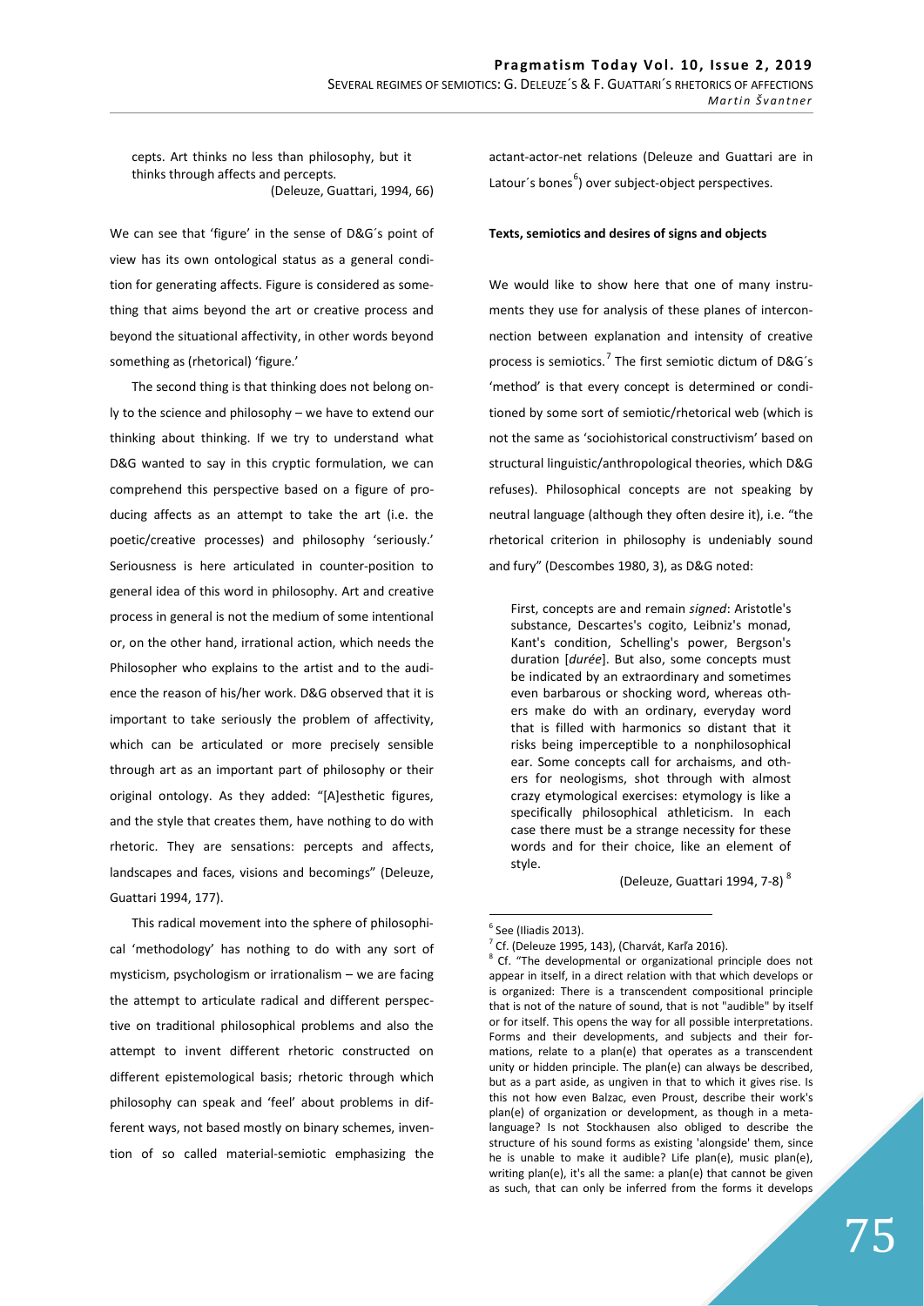cepts. Art thinks no less than philosophy, but it thinks through affects and percepts.
(Deleuze, Guattari, 1994, 66)

We can see that 'figure' in the sense of D&G´s point of view has its own ontological status as a general condition for generating affects. Figure is considered as something that aims beyond the art or creative process and beyond the situational affectivity, in other words beyond something as (rhetorical) 'figure.'

The second thing is that thinking does not belong only to the science and philosophy – we have to extend our thinking about thinking. If we try to understand what D&G wanted to say in this cryptic formulation, we can comprehend this perspective based on a figure of producing affects as an attempt to take the art (i.e. the poetic/creative processes) and philosophy 'seriously.' Seriousness is here articulated in counter-position to general idea of this word in philosophy. Art and creative process in general is not the medium of some intentional or, on the other hand, irrational action, which needs the Philosopher who explains to the artist and to the audience the reason of his/her work. D&G observed that it is important to take seriously the problem of affectivity, which can be articulated or more precisely sensible through art as an important part of philosophy or their original ontology. As they added: "[A]esthetic figures, and the style that creates them, have nothing to do with rhetoric. They are sensations: percepts and affects, landscapes and faces, visions and becomings" (Deleuze, Guattari 1994, 177).

This radical movement into the sphere of philosophical 'methodology' has nothing to do with any sort of mysticism, psychologism or irrationalism – we are facing the attempt to articulate radical and different perspective on traditional philosophical problems and also the attempt to invent different rhetoric constructed on different epistemological basis; rhetoric through which philosophy can speak and 'feel' about problems in different ways, not based mostly on binary schemes, invention of so called material-semiotic emphasizing the actant-actor-net relations (Deleuze and Guattari are in Latour´s bones[6]) over subject-object perspectives.

## Texts, semiotics and desires of signs and objects

We would like to show here that one of many instruments they use for analysis of these planes of interconnection between explanation and intensity of creative process is semiotics.[7] The first semiotic dictum of D&G´s 'method' is that every concept is determined or conditioned by some sort of semiotic/rhetorical web (which is not the same as 'sociohistorical constructivism' based on structural linguistic/anthropological theories, which D&G refuses). Philosophical concepts are not speaking by neutral language (although they often desire it), i.e. "the rhetorical criterion in philosophy is undeniably sound and fury" (Descombes 1980, 3), as D&G noted:

> First, concepts are and remain *signed*: Aristotle's substance, Descartes's cogito, Leibniz's monad, Kant's condition, Schelling's power, Bergson's duration [*durée*]. But also, some concepts must be indicated by an extraordinary and sometimes even barbarous or shocking word, whereas others make do with an ordinary, everyday word that is filled with harmonics so distant that it risks being imperceptible to a nonphilosophical ear. Some concepts call for archaisms, and others for neologisms, shot through with almost crazy etymological exercises: etymology is like a specifically philosophical athleticism. In each case there must be a strange necessity for these words and for their choice, like an element of style.
>
> (Deleuze, Guattari 1994, 7-8) [8]

---

[6] See (Iliadis 2013).

[7] Cf. (Deleuze 1995, 143), (Charvát, Kaňa 2016).

[8] Cf. "The developmental or organizational principle does not appear in itself, in a direct relation with that which develops or is organized: There is a transcendent compositional principle that is not of the nature of sound, that is not "audible" by itself or for itself. This opens the way for all possible interpretations. Forms and their developments, and subjects and their formations, relate to a plan(e) that operates as a transcendent unity or hidden principle. The plan(e) can always be described, but as a part aside, as ungiven in that to which it gives rise. Is this not how even Balzac, even Proust, describe their work's plan(e) of organization or development, as though in a metalanguage? Is not Stockhausen also obliged to describe the structure of his sound forms as existing 'alongside' them, since he is unable to make it audible? Life plan(e), music plan(e), writing plan(e), it's all the same: a plan(e) that cannot be given as such, that can only be inferred from the forms it develops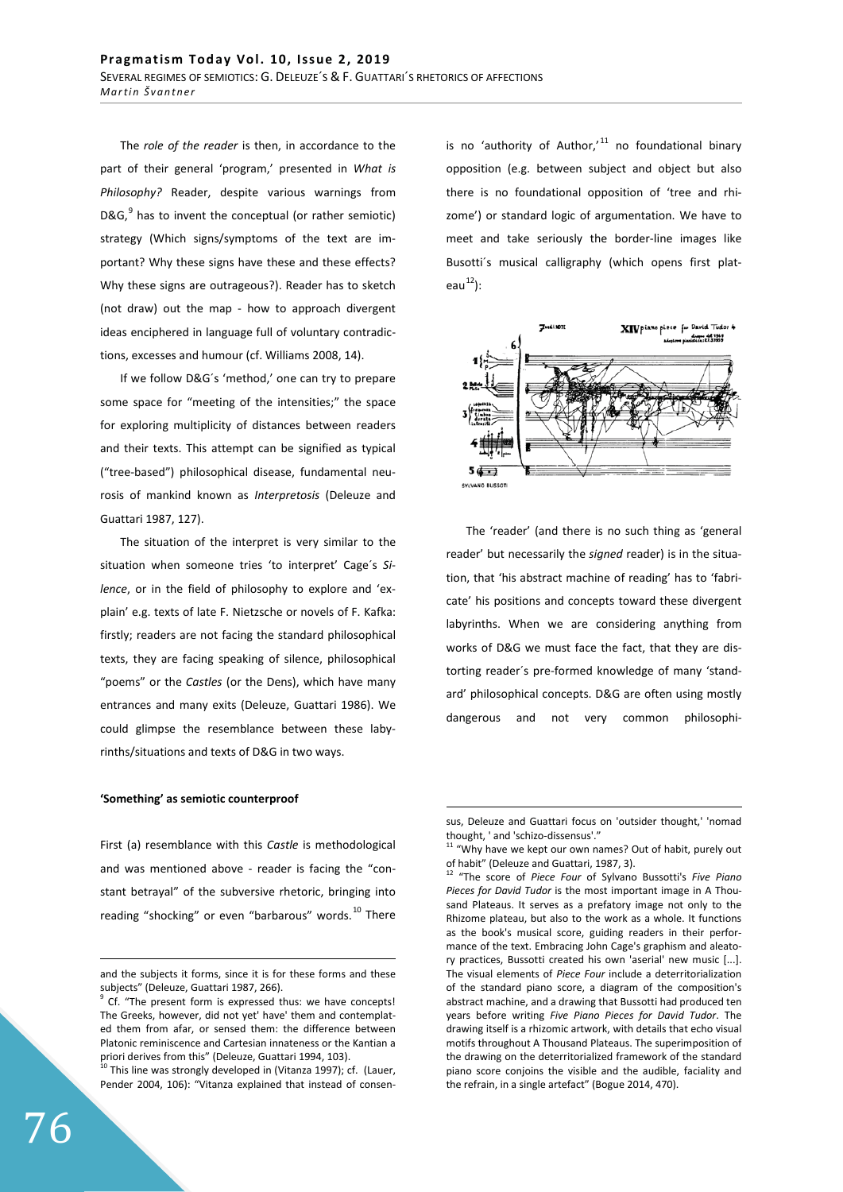The *role of the reader* is then, in accordance to the part of their general 'program,' presented in *What is Philosophy?* Reader, despite various warnings from D&G,[9] has to invent the conceptual (or rather semiotic) strategy (Which signs/symptoms of the text are important? Why these signs have these and these effects? Why these signs are outrageous?). Reader has to sketch (not draw) out the map - how to approach divergent ideas enciphered in language full of voluntary contradictions, excesses and humour (cf. Williams 2008, 14).

If we follow D&G´s 'method,' one can try to prepare some space for "meeting of the intensities;" the space for exploring multiplicity of distances between readers and their texts. This attempt can be signified as typical ("tree-based") philosophical disease, fundamental neurosis of mankind known as *Interpretosis* (Deleuze and Guattari 1987, 127).

The situation of the interpret is very similar to the situation when someone tries 'to interpret' Cage´s *Silence*, or in the field of philosophy to explore and 'explain' e.g. texts of late F. Nietzsche or novels of F. Kafka: firstly; readers are not facing the standard philosophical texts, they are facing speaking of silence, philosophical "poems" or the *Castles* (or the Dens), which have many entrances and many exits (Deleuze, Guattari 1986). We could glimpse the resemblance between these labyrinths/situations and texts of D&G in two ways.

### 'Something' as semiotic counterproof

First (a) resemblance with this *Castle* is methodological and was mentioned above - reader is facing the "constant betrayal" of the subversive rhetoric, bringing into reading "shocking" or even "barbarous" words.[10] There is no 'authority of Author,'[11] no foundational binary opposition (e.g. between subject and object but also there is no foundational opposition of 'tree and rhizome') or standard logic of argumentation. We have to meet and take seriously the border-line images like Busotti´s musical calligraphy (which opens first plateau[12]):

The 'reader' (and there is no such thing as 'general reader' but necessarily the *signed* reader) is in the situation, that 'his abstract machine of reading' has to 'fabricate' his positions and concepts toward these divergent labyrinths. When we are considering anything from works of D&G we must face the fact, that they are distorting reader´s pre-formed knowledge of many 'standard' philosophical concepts. D&G are often using mostly dangerous and not very common philosophi-

---

and the subjects it forms, since it is for these forms and these subjects" (Deleuze, Guattari 1987, 266).

[9] Cf. "The present form is expressed thus: we have concepts! The Greeks, however, did not yet' have' them and contemplated them from afar, or sensed them: the difference between Platonic reminiscence and Cartesian innateness or the Kantian a priori derives from this" (Deleuze, Guattari 1994, 103).

[10] This line was strongly developed in (Vitanza 1997); cf. (Lauer, Pender 2004, 106): "Vitanza explained that instead of consensus, Deleuze and Guattari focus on 'outsider thought,' 'nomad thought, ' and 'schizo-dissensus'."

[11] "Why have we kept our own names? Out of habit, purely out of habit" (Deleuze and Guattari, 1987, 3).

[12] "The score of *Piece Four* of Sylvano Bussotti's *Five Piano Pieces for David Tudor* is the most important image in A Thousand Plateaus. It serves as a prefatory image not only to the Rhizome plateau, but also to the work as a whole. It functions as the book's musical score, guiding readers in their performance of the text. Embracing John Cage's graphism and aleatory practices, Bussotti created his own 'aserial' new music [...]. The visual elements of *Piece Four* include a deterritorialization of the standard piano score, a diagram of the composition's abstract machine, and a drawing that Bussotti had produced ten years before writing *Five Piano Pieces for David Tudor*. The drawing itself is a rhizomic artwork, with details that echo visual motifs throughout A Thousand Plateaus. The superimposition of the drawing on the deterritorialized framework of the standard piano score conjoins the visible and the audible, faciality and the refrain, in a single artefact" (Bogue 2014, 470).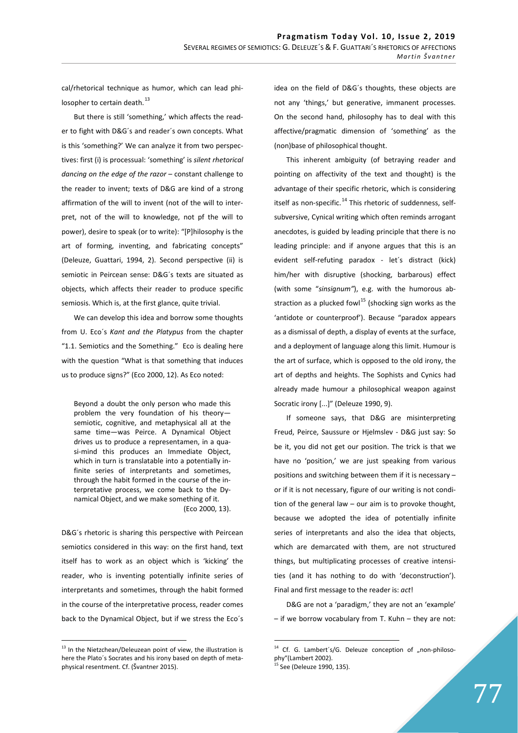cal/rhetorical technique as humor, which can lead philosopher to certain death.[13]

But there is still 'something,' which affects the reader to fight with D&G´s and reader´s own concepts. What is this 'something?' We can analyze it from two perspectives: first (i) is processual: 'something' is *silent rhetorical dancing on the edge of the razor* – constant challenge to the reader to invent; texts of D&G are kind of a strong affirmation of the will to invent (not of the will to interpret, not of the will to knowledge, not pf the will to power), desire to speak (or to write): "[P]hilosophy is the art of forming, inventing, and fabricating concepts" (Deleuze, Guattari, 1994, 2). Second perspective (ii) is semiotic in Peircean sense: D&G´s texts are situated as objects, which affects their reader to produce specific semiosis. Which is, at the first glance, quite trivial.

We can develop this idea and borrow some thoughts from U. Eco´s *Kant and the Platypus* from the chapter "1.1. Semiotics and the Something." Eco is dealing here with the question "What is that something that induces us to produce signs?" (Eco 2000, 12). As Eco noted:

> Beyond a doubt the only person who made this problem the very foundation of his theory—semiotic, cognitive, and metaphysical all at the same time—was Peirce. A Dynamical Object drives us to produce a representamen, in a quasi-mind this produces an Immediate Object, which in turn is translatable into a potentially infinite series of interpretants and sometimes, through the habit formed in the course of the interpretative process, we come back to the Dynamical Object, and we make something of it. (Eco 2000, 13).

D&G´s rhetoric is sharing this perspective with Peircean semiotics considered in this way: on the first hand, text itself has to work as an object which is 'kicking' the reader, who is inventing potentially infinite series of interpretants and sometimes, through the habit formed in the course of the interpretative process, reader comes back to the Dynamical Object, but if we stress the Eco´s idea on the field of D&G´s thoughts, these objects are not any 'things,' but generative, immanent processes. On the second hand, philosophy has to deal with this affective/pragmatic dimension of 'something' as the (non)base of philosophical thought.

This inherent ambiguity (of betraying reader and pointing on affectivity of the text and thought) is the advantage of their specific rhetoric, which is considering itself as non-specific.[14] This rhetoric of suddenness, self-subversive, Cynical writing which often reminds arrogant anecdotes, is guided by leading principle that there is no leading principle: and if anyone argues that this is an evident self-refuting paradox - let´s distract (kick) him/her with disruptive (shocking, barbarous) effect (with some "*sinsignum"*), e.g. with the humorous abstraction as a plucked fowl[15] (shocking sign works as the 'antidote or counterproof'). Because "paradox appears as a dismissal of depth, a display of events at the surface, and a deployment of language along this limit. Humour is the art of surface, which is opposed to the old irony, the art of depths and heights. The Sophists and Cynics had already made humour a philosophical weapon against Socratic irony [...]" (Deleuze 1990, 9).

If someone says, that D&G are misinterpreting Freud, Peirce, Saussure or Hjelmslev - D&G just say: So be it, you did not get our position. The trick is that we have no 'position,' we are just speaking from various positions and switching between them if it is necessary – or if it is not necessary, figure of our writing is not condition of the general law – our aim is to provoke thought, because we adopted the idea of potentially infinite series of interpretants and also the idea that objects, which are demarcated with them, are not structured things, but multiplicating processes of creative intensities (and it has nothing to do with 'deconstruction'). Final and first message to the reader is: *act*!

D&G are not a 'paradigm,' they are not an 'example' – if we borrow vocabulary from T. Kuhn – they are not:

---

[13] In the Nietzchean/Deleuzean point of view, the illustration is here the Plato´s Socrates and his irony based on depth of metaphysical resentment. Cf. (Švantner 2015).

[14] Cf. G. Lambert´s/G. Deleuze conception of „non-philosophy"(Lambert 2002).

[15] See (Deleuze 1990, 135).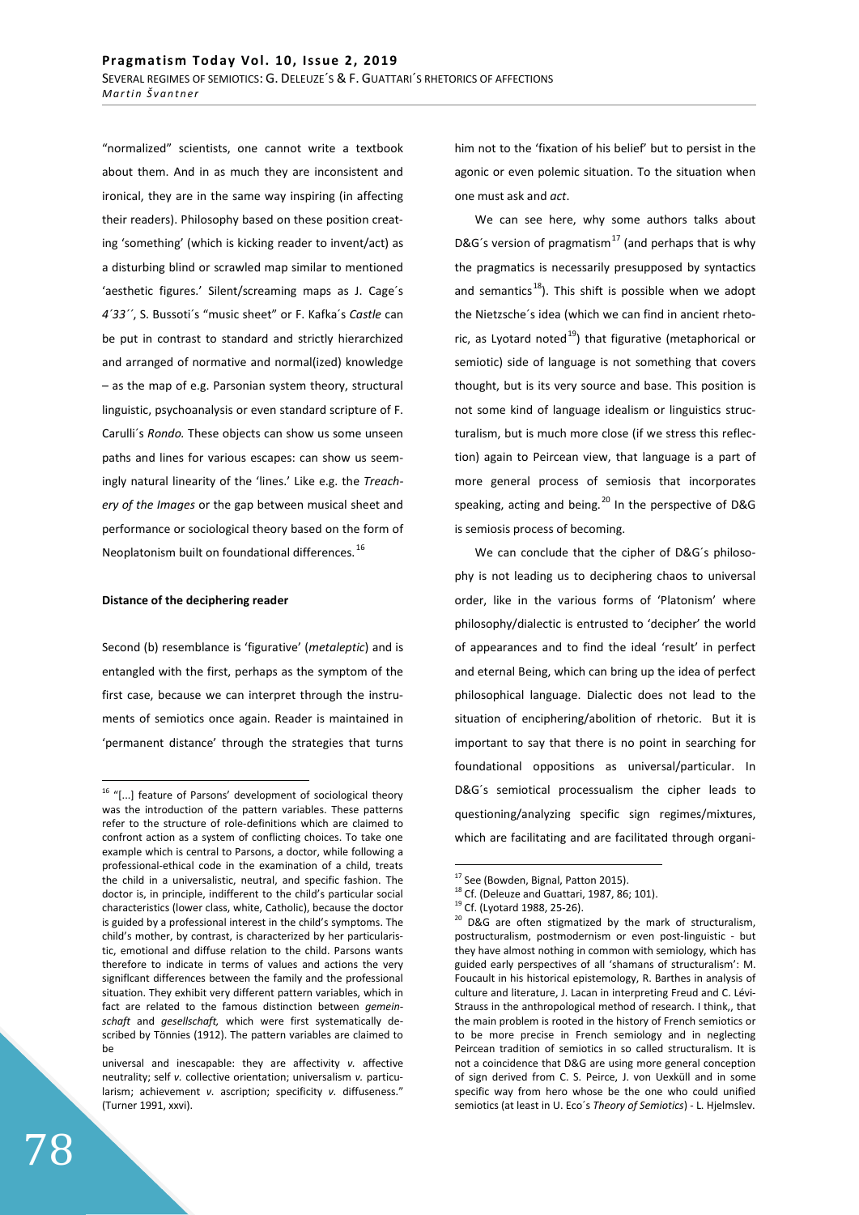"normalized" scientists, one cannot write a textbook about them. And in as much they are inconsistent and ironical, they are in the same way inspiring (in affecting their readers). Philosophy based on these position creating 'something' (which is kicking reader to invent/act) as a disturbing blind or scrawled map similar to mentioned 'aesthetic figures.' Silent/screaming maps as J. Cage´s *4´33´´*, S. Bussoti´s "music sheet" or F. Kafka´s *Castle* can be put in contrast to standard and strictly hierarchized and arranged of normative and normal(ized) knowledge – as the map of e.g. Parsonian system theory, structural linguistic, psychoanalysis or even standard scripture of F. Carulli´s *Rondo.* These objects can show us some unseen paths and lines for various escapes: can show us seemingly natural linearity of the 'lines.' Like e.g. the *Treachery of the Images* or the gap between musical sheet and performance or sociological theory based on the form of Neoplatonism built on foundational differences.[16]

**Distance of the deciphering reader**

Second (b) resemblance is 'figurative' (*metaleptic*) and is entangled with the first, perhaps as the symptom of the first case, because we can interpret through the instruments of semiotics once again. Reader is maintained in 'permanent distance' through the strategies that turns him not to the 'fixation of his belief' but to persist in the agonic or even polemic situation. To the situation when one must ask and *act*.

We can see here, why some authors talks about D&G´s version of pragmatism[17] (and perhaps that is why the pragmatics is necessarily presupposed by syntactics and semantics[18]). This shift is possible when we adopt the Nietzsche´s idea (which we can find in ancient rhetoric, as Lyotard noted[19]) that figurative (metaphorical or semiotic) side of language is not something that covers thought, but is its very source and base. This position is not some kind of language idealism or linguistics structuralism, but is much more close (if we stress this reflection) again to Peircean view, that language is a part of more general process of semiosis that incorporates speaking, acting and being.[20] In the perspective of D&G is semiosis process of becoming.

We can conclude that the cipher of D&G´s philosophy is not leading us to deciphering chaos to universal order, like in the various forms of 'Platonism' where philosophy/dialectic is entrusted to 'decipher' the world of appearances and to find the ideal 'result' in perfect and eternal Being, which can bring up the idea of perfect philosophical language. Dialectic does not lead to the situation of enciphering/abolition of rhetoric. But it is important to say that there is no point in searching for foundational oppositions as universal/particular. In D&G´s semiotical processualism the cipher leads to questioning/analyzing specific sign regimes/mixtures, which are facilitating and are facilitated through organi-

---

[16] "[...] feature of Parsons' development of sociological theory was the introduction of the pattern variables. These patterns refer to the structure of role-definitions which are claimed to confront action as a system of conflicting choices. To take one example which is central to Parsons, a doctor, while following a professional-ethical code in the examination of a child, treats the child in a universalistic, neutral, and specific fashion. The doctor is, in principle, indifferent to the child's particular social characteristics (lower class, white, Catholic), because the doctor is guided by a professional interest in the child's symptoms. The child's mother, by contrast, is characterized by her particularistic, emotional and diffuse relation to the child. Parsons wants therefore to indicate in terms of values and actions the very significant differences between the family and the professional situation. They exhibit very different pattern variables, which in fact are related to the famous distinction between *gemeinschaft* and *gesellschaft,* which were first systematically described by Tönnies (1912). The pattern variables are claimed to be universal and inescapable: they are affectivity *v.* affective neutrality; self *v.* collective orientation; universalism *v.* particularism; achievement *v.* ascription; specificity *v.* diffuseness." (Turner 1991, xxvi).

[17] See (Bowden, Bignal, Patton 2015).

[18] Cf. (Deleuze and Guattari, 1987, 86; 101).

[19] Cf. (Lyotard 1988, 25-26).

[20] D&G are often stigmatized by the mark of structuralism, postructuralism, postmodernism or even post-linguistic - but they have almost nothing in common with semiology, which has guided early perspectives of all 'shamans of structuralism': M. Foucault in his historical epistemology, R. Barthes in analysis of culture and literature, J. Lacan in interpreting Freud and C. Lévi-Strauss in the anthropological method of research. I think,, that the main problem is rooted in the history of French semiotics or to be more precise in French semiology and in neglecting Peircean tradition of semiotics in so called structuralism. It is not a coincidence that D&G are using more general conception of sign derived from C. S. Peirce, J. von Uexküll and in some specific way from hero whose be the one who could unified semiotics (at least in U. Eco´s *Theory of Semiotics*) - L. Hjelmslev.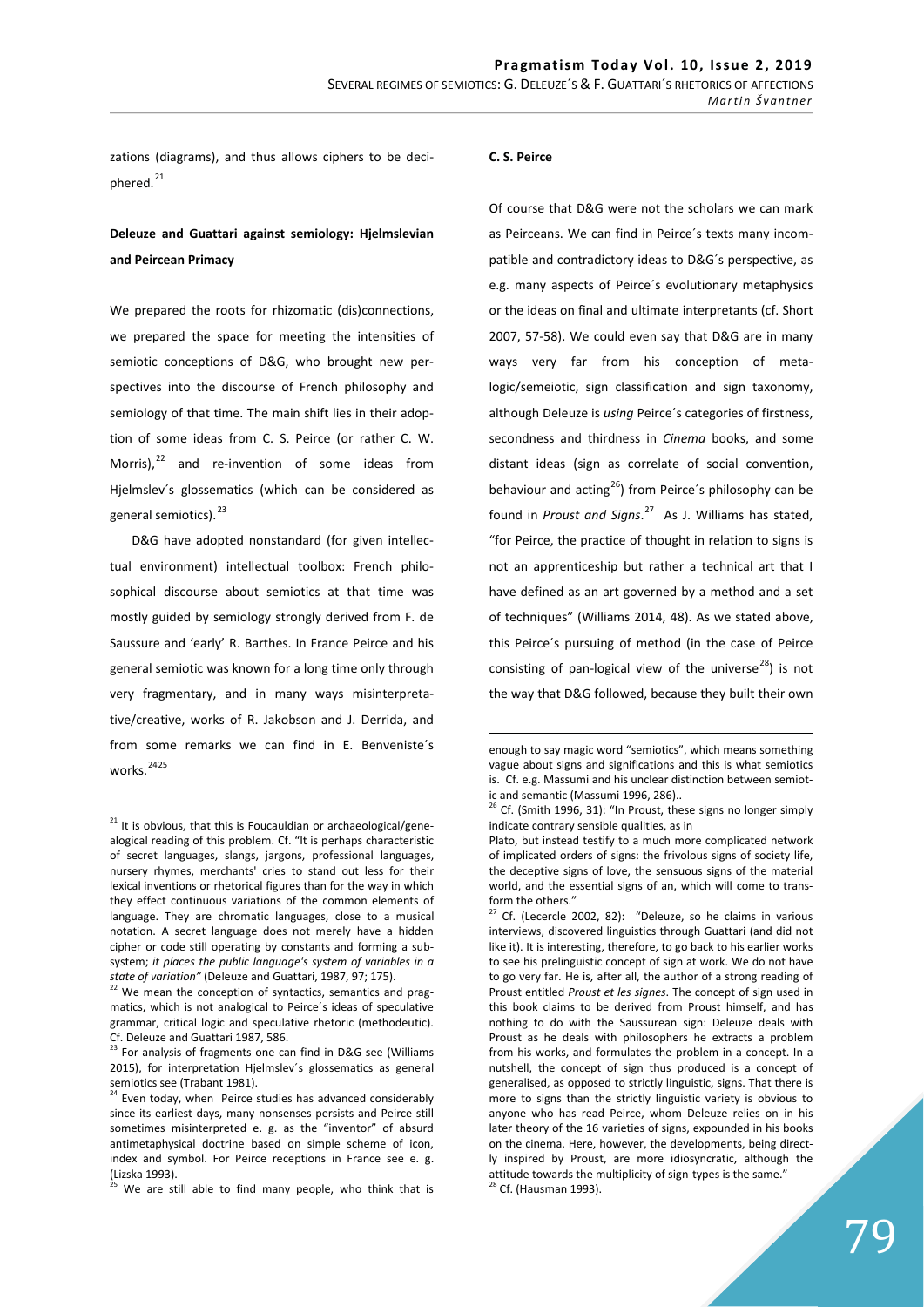zations (diagrams), and thus allows ciphers to be deciphered.[21]

**Deleuze and Guattari against semiology: Hjelmslevian and Peircean Primacy**

We prepared the roots for rhizomatic (dis)connections, we prepared the space for meeting the intensities of semiotic conceptions of D&G, who brought new perspectives into the discourse of French philosophy and semiology of that time. The main shift lies in their adoption of some ideas from C. S. Peirce (or rather C. W. Morris),[22] and re-invention of some ideas from Hjelmslev´s glossematics (which can be considered as general semiotics).[23]

D&G have adopted nonstandard (for given intellectual environment) intellectual toolbox: French philosophical discourse about semiotics at that time was mostly guided by semiology strongly derived from F. de Saussure and 'early' R. Barthes. In France Peirce and his general semiotic was known for a long time only through very fragmentary, and in many ways misinterpretative/creative, works of R. Jakobson and J. Derrida, and from some remarks we can find in E. Benveniste´s works.[24][25]

**C. S. Peirce**

Of course that D&G were not the scholars we can mark as Peirceans. We can find in Peirce´s texts many incompatible and contradictory ideas to D&G´s perspective, as e.g. many aspects of Peirce´s evolutionary metaphysics or the ideas on final and ultimate interpretants (cf. Short 2007, 57-58). We could even say that D&G are in many ways very far from his conception of meta-logic/semeiotic, sign classification and sign taxonomy, although Deleuze is *using* Peirce´s categories of firstness, secondness and thirdness in *Cinema* books, and some distant ideas (sign as correlate of social convention, behaviour and acting[26]) from Peirce´s philosophy can be found in *Proust and Signs*.[27] As J. Williams has stated, "for Peirce, the practice of thought in relation to signs is not an apprenticeship but rather a technical art that I have defined as an art governed by a method and a set of techniques" (Williams 2014, 48). As we stated above, this Peirce´s pursuing of method (in the case of Peirce consisting of pan-logical view of the universe[28]) is not the way that D&G followed, because they built their own

---

[21] It is obvious, that this is Foucauldian or archaeological/genealogical reading of this problem. Cf. "It is perhaps characteristic of secret languages, slangs, jargons, professional languages, nursery rhymes, merchants' cries to stand out less for their lexical inventions or rhetorical figures than for the way in which they effect continuous variations of the common elements of language. They are chromatic languages, close to a musical notation. A secret language does not merely have a hidden cipher or code still operating by constants and forming a subsystem; *it places the public language's system of variables in a state of variation"* (Deleuze and Guattari, 1987, 97; 175).

[22] We mean the conception of syntactics, semantics and pragmatics, which is not analogical to Peirce´s ideas of speculative grammar, critical logic and speculative rhetoric (methodeutic). Cf. Deleuze and Guattari 1987, 586.

[23] For analysis of fragments one can find in D&G see (Williams 2015), for interpretation Hjelmslev´s glossematics as general semiotics see (Trabant 1981).

[24] Even today, when Peirce studies has advanced considerably since its earliest days, many nonsenses persists and Peirce still sometimes misinterpreted e. g. as the "inventor" of absurd antimetaphysical doctrine based on simple scheme of icon, index and symbol. For Peirce receptions in France see e. g. (Lizska 1993).

[25] We are still able to find many people, who think that is enough to say magic word "semiotics", which means something vague about signs and significations and this is what semiotics is. Cf. e.g. Massumi and his unclear distinction between semiotic and semantic (Massumi 1996, 286)..

[26] Cf. (Smith 1996, 31): "In Proust, these signs no longer simply indicate contrary sensible qualities, as in Plato, but instead testify to a much more complicated network of implicated orders of signs: the frivolous signs of society life, the deceptive signs of love, the sensuous signs of the material world, and the essential signs of an, which will come to transform the others."

[27] Cf. (Lecercle 2002, 82): "Deleuze, so he claims in various interviews, discovered linguistics through Guattari (and did not like it). It is interesting, therefore, to go back to his earlier works to see his prelinguistic concept of sign at work. We do not have to go very far. He is, after all, the author of a strong reading of Proust entitled *Proust et les signes*. The concept of sign used in this book claims to be derived from Proust himself, and has nothing to do with the Saussurean sign: Deleuze deals with Proust as he deals with philosophers he extracts a problem from his works, and formulates the problem in a concept. In a nutshell, the concept of sign thus produced is a concept of generalised, as opposed to strictly linguistic, signs. That there is more to signs than the strictly linguistic variety is obvious to anyone who has read Peirce, whom Deleuze relies on in his later theory of the 16 varieties of signs, expounded in his books on the cinema. Here, however, the developments, being directly inspired by Proust, are more idiosyncratic, although the attitude towards the multiplicity of sign-types is the same."

[28] Cf. (Hausman 1993).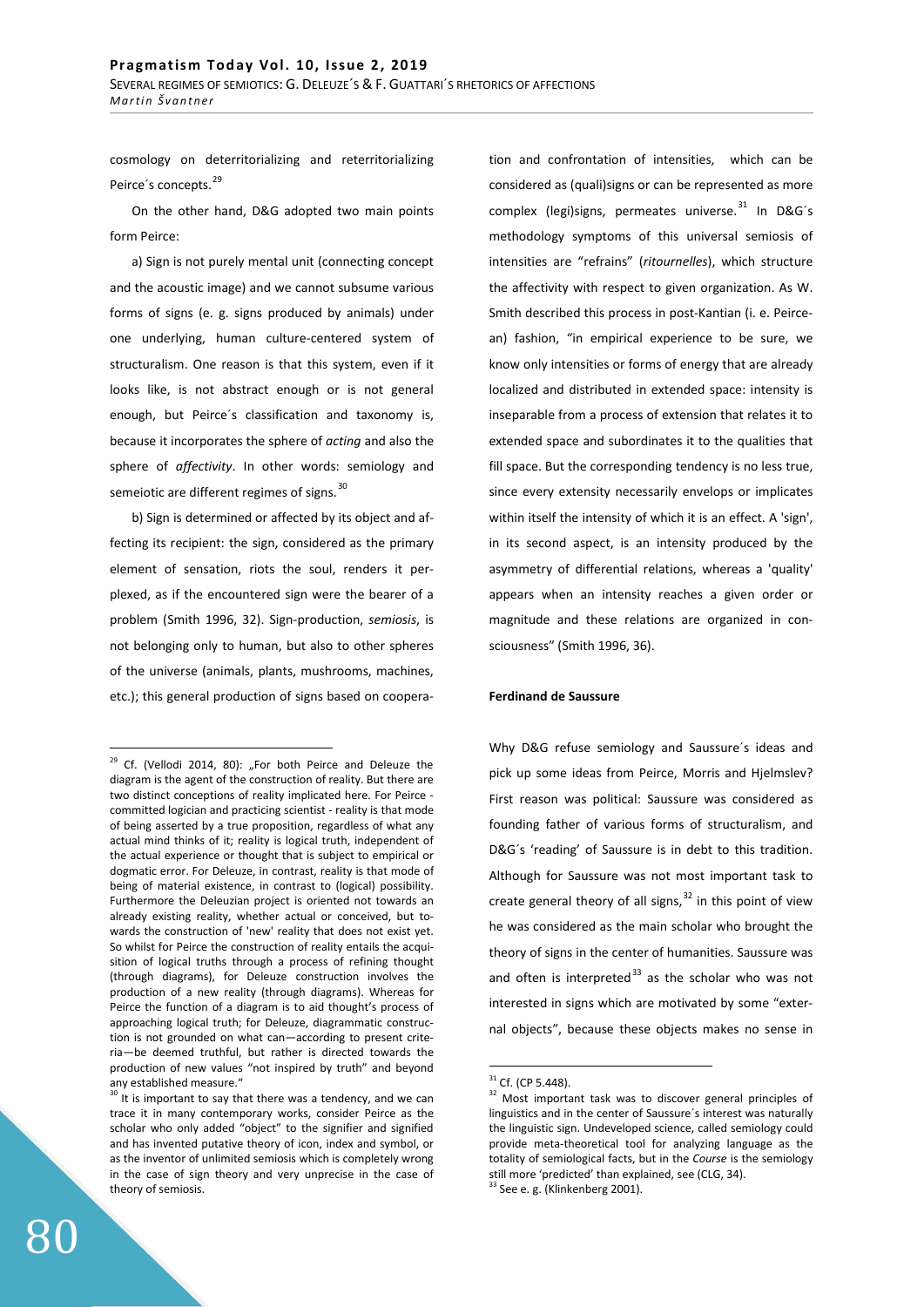cosmology on deterritorializing and reterritorializing Peirce´s concepts.[29]

On the other hand, D&G adopted two main points form Peirce:

a) Sign is not purely mental unit (connecting concept and the acoustic image) and we cannot subsume various forms of signs (e. g. signs produced by animals) under one underlying, human culture-centered system of structuralism. One reason is that this system, even if it looks like, is not abstract enough or is not general enough, but Peirce´s classification and taxonomy is, because it incorporates the sphere of *acting* and also the sphere of *affectivity*. In other words: semiology and semeiotic are different regimes of signs.[30]

b) Sign is determined or affected by its object and affecting its recipient: the sign, considered as the primary element of sensation, riots the soul, renders it perplexed, as if the encountered sign were the bearer of a problem (Smith 1996, 32). Sign-production, *semiosis*, is not belonging only to human, but also to other spheres of the universe (animals, plants, mushrooms, machines, etc.); this general production of signs based on cooperation and confrontation of intensities, which can be considered as (quali)signs or can be represented as more complex (legi)signs, permeates universe.[31] In D&G´s methodology symptoms of this universal semiosis of intensities are "refrains" (*ritournelles*), which structure the affectivity with respect to given organization. As W. Smith described this process in post-Kantian (i. e. Peircean) fashion, "in empirical experience to be sure, we know only intensities or forms of energy that are already localized and distributed in extended space: intensity is inseparable from a process of extension that relates it to extended space and subordinates it to the qualities that fill space. But the corresponding tendency is no less true, since every extensity necessarily envelops or implicates within itself the intensity of which it is an effect. A 'sign', in its second aspect, is an intensity produced by the asymmetry of differential relations, whereas a 'quality' appears when an intensity reaches a given order or magnitude and these relations are organized in consciousness" (Smith 1996, 36).

## Ferdinand de Saussure

Why D&G refuse semiology and Saussure´s ideas and pick up some ideas from Peirce, Morris and Hjelmslev? First reason was political: Saussure was considered as founding father of various forms of structuralism, and D&G´s 'reading' of Saussure is in debt to this tradition. Although for Saussure was not most important task to create general theory of all signs,[32] in this point of view he was considered as the main scholar who brought the theory of signs in the center of humanities. Saussure was and often is interpreted[33] as the scholar who was not interested in signs which are motivated by some "external objects", because these objects makes no sense in

---

[29] Cf. (Vellodi 2014, 80): „For both Peirce and Deleuze the diagram is the agent of the construction of reality. But there are two distinct conceptions of reality implicated here. For Peirce - committed logician and practicing scientist - reality is that mode of being of being asserted by a true proposition, regardless of what any actual mind thinks of it; reality is logical truth, independent of the actual experience or thought that is subject to empirical or dogmatic error. For Deleuze, in contrast, reality is that mode of being of material existence, in contrast to (logical) possibility. Furthermore the Deleuzian project is oriented not towards an already existing reality, whether actual or conceived, but towards the construction of 'new' reality that does not exist yet. So whilst for Peirce the construction of reality entails the acquisition of logical truths through a process of refining thought (through diagrams), for Deleuze construction involves the production of a new reality (through diagrams). Whereas for Peirce the function of a diagram is to aid thought's process of approaching logical truth; for Deleuze, diagrammatic construction is not grounded on what can—according to present criteria—be deemed truthful, but rather is directed towards the production of new values "not inspired by truth" and beyond any established measure."

[30] It is important to say that there was a tendency, and we can trace it in many contemporary works, consider Peirce as the scholar who only added "object" to the signifier and signified and has invented putative theory of icon, index and symbol, or as the inventor of unlimited semiosis which is completely wrong in the case of sign theory and very unprecise in the case of theory of semiosis.

[31] Cf. (CP 5.448).

[32] Most important task was to discover general principles of linguistics and in the center of Saussure´s interest was naturally the linguistic sign. Undeveloped science, called semiology could provide meta-theoretical tool for analyzing language as the totality of semiological facts, but in the *Course* is the semiology still more 'predicted' than explained, see (CLG, 34).

[33] See e. g. (Klinkenberg 2001).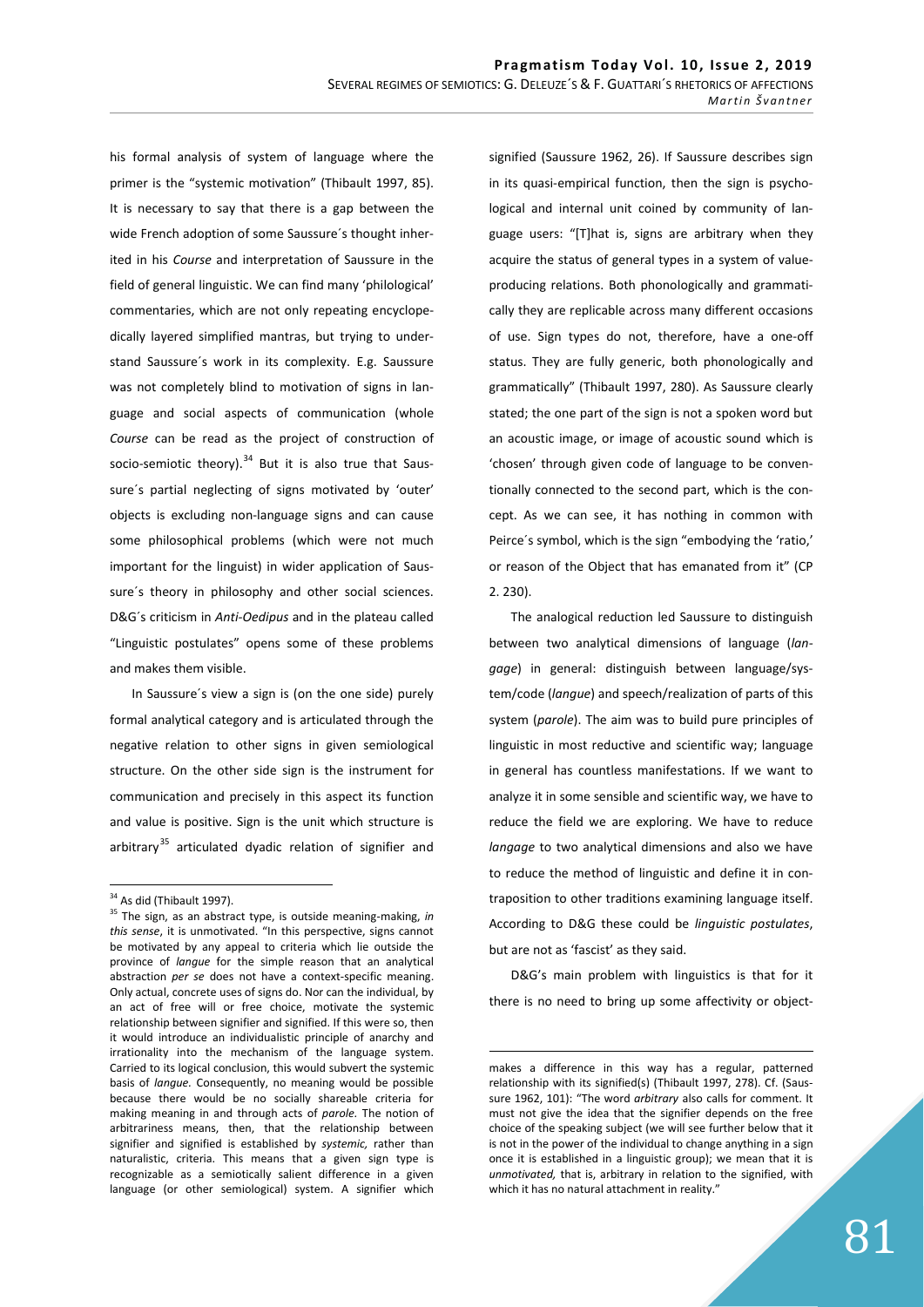his formal analysis of system of language where the primer is the "systemic motivation" (Thibault 1997, 85). It is necessary to say that there is a gap between the wide French adoption of some Saussure´s thought inherited in his *Course* and interpretation of Saussure in the field of general linguistic. We can find many 'philological' commentaries, which are not only repeating encyclopedically layered simplified mantras, but trying to understand Saussure´s work in its complexity. E.g. Saussure was not completely blind to motivation of signs in language and social aspects of communication (whole *Course* can be read as the project of construction of socio-semiotic theory).[34] But it is also true that Saussure´s partial neglecting of signs motivated by 'outer' objects is excluding non-language signs and can cause some philosophical problems (which were not much important for the linguist) in wider application of Saussure´s theory in philosophy and other social sciences. D&G´s criticism in *Anti-Oedipus* and in the plateau called "Linguistic postulates" opens some of these problems and makes them visible.

In Saussure´s view a sign is (on the one side) purely formal analytical category and is articulated through the negative relation to other signs in given semiological structure. On the other side sign is the instrument for communication and precisely in this aspect its function and value is positive. Sign is the unit which structure is arbitrary[35] articulated dyadic relation of signifier and signified (Saussure 1962, 26). If Saussure describes sign in its quasi-empirical function, then the sign is psychological and internal unit coined by community of language users: "[T]hat is, signs are arbitrary when they acquire the status of general types in a system of value-producing relations. Both phonologically and grammatically they are replicable across many different occasions of use. Sign types do not, therefore, have a one-off status. They are fully generic, both phonologically and grammatically" (Thibault 1997, 280). As Saussure clearly stated; the one part of the sign is not a spoken word but an acoustic image, or image of acoustic sound which is 'chosen' through given code of language to be conventionally connected to the second part, which is the concept. As we can see, it has nothing in common with Peirce´s symbol, which is the sign "embodying the 'ratio,' or reason of the Object that has emanated from it" (CP 2. 230).

The analogical reduction led Saussure to distinguish between two analytical dimensions of language (*langage*) in general: distinguish between language/system/code (*langue*) and speech/realization of parts of this system (*parole*). The aim was to build pure principles of linguistic in most reductive and scientific way; language in general has countless manifestations. If we want to analyze it in some sensible and scientific way, we have to reduce the field we are exploring. We have to reduce *langage* to two analytical dimensions and also we have to reduce the method of linguistic and define it in contraposition to other traditions examining language itself. According to D&G these could be *linguistic postulates*, but are not as 'fascist' as they said.

D&G's main problem with linguistics is that for it there is no need to bring up some affectivity or object-

---

[34] As did (Thibault 1997).

[35] The sign, as an abstract type, is outside meaning-making, *in this sense*, it is unmotivated. "In this perspective, signs cannot be motivated by any appeal to criteria which lie outside the province of *langue* for the simple reason that an analytical abstraction *per se* does not have a context-specific meaning. Only actual, concrete uses of signs do. Nor can the individual, by an act of free will or free choice, motivate the systemic relationship between signifier and signified. If this were so, then it would introduce an individualistic principle of anarchy and irrationality into the mechanism of the language system. Carried to its logical conclusion, this would subvert the systemic basis of *langue*. Consequently, no meaning would be possible because there would be no socially shareable criteria for making meaning in and through acts of *parole*. The notion of arbitrariness means, then, that the relationship between signifier and signified is established by *systemic*, rather than naturalistic, criteria. This means that a given sign type is recognizable as a semiotically salient difference in a given language (or other semiological) system. A signifier which makes a difference in this way has a regular, patterned relationship with its signified(s) (Thibault 1997, 278). Cf. (Saussure 1962, 101): "The word *arbitrary* also calls for comment. It must not give the idea that the signifier depends on the free choice of the speaking subject (we will see further below that it is not in the power of the individual to change anything in a sign once it is established in a linguistic group); we mean that it is *unmotivated*, that is, arbitrary in relation to the signified, with which it has no natural attachment in reality."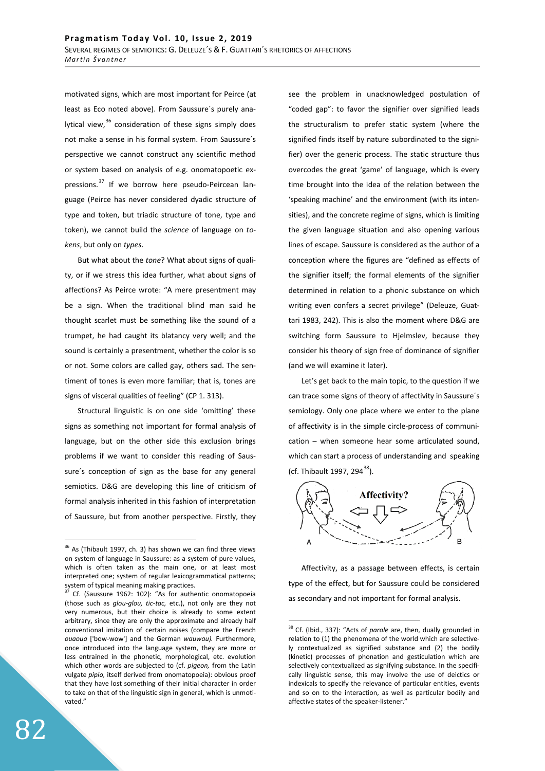motivated signs, which are most important for Peirce (at least as Eco noted above). From Saussure´s purely analytical view,[36] consideration of these signs simply does not make a sense in his formal system. From Saussure´s perspective we cannot construct any scientific method or system based on analysis of e.g. onomatopoetic expressions.[37] If we borrow here pseudo-Peircean language (Peirce has never considered dyadic structure of type and token, but triadic structure of tone, type and token), we cannot build the *science* of language on *tokens*, but only on *types*.

But what about the *tone*? What about signs of quality, or if we stress this idea further, what about signs of affections? As Peirce wrote: "A mere presentment may be a sign. When the traditional blind man said he thought scarlet must be something like the sound of a trumpet, he had caught its blatancy very well; and the sound is certainly a presentment, whether the color is so or not. Some colors are called gay, others sad. The sentiment of tones is even more familiar; that is, tones are signs of visceral qualities of feeling" (CP 1. 313).

Structural linguistic is on one side 'omitting' these signs as something not important for formal analysis of language, but on the other side this exclusion brings problems if we want to consider this reading of Saussure´s conception of sign as the base for any general semiotics. D&G are developing this line of criticism of formal analysis inherited in this fashion of interpretation of Saussure, but from another perspective. Firstly, they see the problem in unacknowledged postulation of "coded gap": to favor the signifier over signified leads the structuralism to prefer static system (where the signified finds itself by nature subordinated to the signifier) over the generic process. The static structure thus overcodes the great 'game' of language, which is every time brought into the idea of the relation between the 'speaking machine' and the environment (with its intensities), and the concrete regime of signs, which is limiting the given language situation and also opening various lines of escape. Saussure is considered as the author of a conception where the figures are "defined as effects of the signifier itself; the formal elements of the signifier determined in relation to a phonic substance on which writing even confers a secret privilege" (Deleuze, Guattari 1983, 242). This is also the moment where D&G are switching form Saussure to Hjelmslev, because they consider his theory of sign free of dominance of signifier (and we will examine it later).

Let's get back to the main topic, to the question if we can trace some signs of theory of affectivity in Saussure´s semiology. Only one place where we enter to the plane of affectivity is in the simple circle-process of communication – when someone hear some articulated sound, which can start a process of understanding and speaking (cf. Thibault 1997, 294[38]).

Affectivity, as a passage between effects, is certain type of the effect, but for Saussure could be considered as secondary and not important for formal analysis.

---

[36] As (Thibault 1997, ch. 3) has shown we can find three views on system of language in Saussure: as a system of pure values, which is often taken as the main one, or at least most interpreted one; system of regular lexicogrammatical patterns; system of typical meaning making practices.

[37] Cf. (Saussure 1962: 102): "As for authentic onomatopoeia (those such as *glou-glou, tic-tac,* etc.), not only are they not very numerous, but their choice is already to some extent arbitrary, since they are only the approximate and already half conventional imitation of certain noises (compare the French *ouaoua* ['bow-wow'] and the German *wauwau).* Furthermore, once introduced into the language system, they are more or less entrained in the phonetic, morphological, etc. evolution which other words are subjected to (cf. *pigeon,* from the Latin vulgate *pipio,* itself derived from onomatopoeia): obvious proof that they have lost something of their initial character in order to take on that of the linguistic sign in general, which is unmotivated."

[38] Cf. (Ibid., 337): "Acts of *parole* are, then, dually grounded in relation to (1) the phenomena of the world which are selectively contextualized as signified substance and (2) the bodily (kinetic) processes of phonation and gesticulation which are selectively contextualized as signifying substance. In the specifically linguistic sense, this may involve the use of deictics or indexicals to specify the relevance of particular entities, events and so on to the interaction, as well as particular bodily and affective states of the speaker-listener."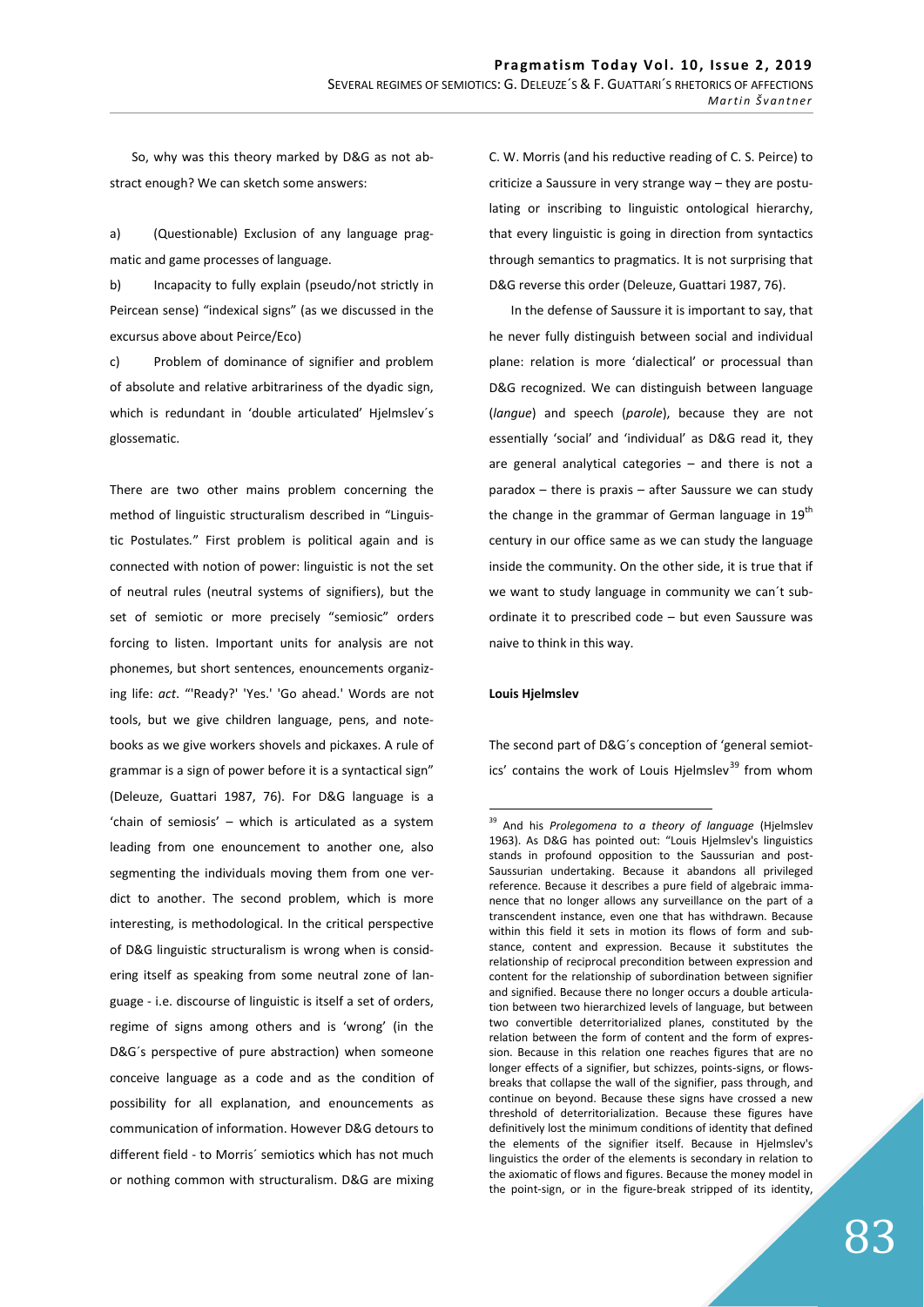So, why was this theory marked by D&G as not abstract enough? We can sketch some answers:

a) (Questionable) Exclusion of any language pragmatic and game processes of language.

b) Incapacity to fully explain (pseudo/not strictly in Peircean sense) "indexical signs" (as we discussed in the excursus above about Peirce/Eco)

c) Problem of dominance of signifier and problem of absolute and relative arbitrariness of the dyadic sign, which is redundant in 'double articulated' Hjelmslev´s glossematic.

There are two other mains problem concerning the method of linguistic structuralism described in "Linguistic Postulates." First problem is political again and is connected with notion of power: linguistic is not the set of neutral rules (neutral systems of signifiers), but the set of semiotic or more precisely "semiosic" orders forcing to listen. Important units for analysis are not phonemes, but short sentences, enouncements organizing life: *act*. "'Ready?' 'Yes.' 'Go ahead.' Words are not tools, but we give children language, pens, and notebooks as we give workers shovels and pickaxes. A rule of grammar is a sign of power before it is a syntactical sign" (Deleuze, Guattari 1987, 76). For D&G language is a 'chain of semiosis' – which is articulated as a system leading from one enouncement to another one, also segmenting the individuals moving them from one verdict to another. The second problem, which is more interesting, is methodological. In the critical perspective of D&G linguistic structuralism is wrong when is considering itself as speaking from some neutral zone of language - i.e. discourse of linguistic is itself a set of orders, regime of signs among others and is 'wrong' (in the D&G´s perspective of pure abstraction) when someone conceive language as a code and as the condition of possibility for all explanation, and enouncements as communication of information. However D&G detours to different field - to Morris´ semiotics which has not much or nothing common with structuralism. D&G are mixing C. W. Morris (and his reductive reading of C. S. Peirce) to criticize a Saussure in very strange way – they are postulating or inscribing to linguistic ontological hierarchy, that every linguistic is going in direction from syntactics through semantics to pragmatics. It is not surprising that D&G reverse this order (Deleuze, Guattari 1987, 76).

In the defense of Saussure it is important to say, that he never fully distinguish between social and individual plane: relation is more 'dialectical' or processual than D&G recognized. We can distinguish between language (*langue*) and speech (*parole*), because they are not essentially 'social' and 'individual' as D&G read it, they are general analytical categories – and there is not a paradox – there is praxis – after Saussure we can study the change in the grammar of German language in 19th century in our office same as we can study the language inside the community. On the other side, it is true that if we want to study language in community we can´t subordinate it to prescribed code – but even Saussure was naive to think in this way.

#### Louis Hjelmslev

The second part of D&G´s conception of 'general semiotics' contains the work of Louis Hjelmslev[39] from whom

[39] And his *Prolegomena to a theory of language* (Hjelmslev 1963). As D&G has pointed out: "Louis Hjelmslev's linguistics stands in profound opposition to the Saussurian and post-Saussurian undertaking. Because it abandons all privileged reference. Because it describes a pure field of algebraic immanence that no longer allows any surveillance on the part of a transcendent instance, even one that has withdrawn. Because within this field it sets in motion its flows of form and substance, content and expression. Because it substitutes the relationship of reciprocal precondition between expression and content for the relationship of subordination between signifier and signified. Because there no longer occurs a double articulation between two hierarchized levels of language, but between two convertible deterritorialized planes, constituted by the relation between the form of content and the form of expression. Because in this relation one reaches figures that are no longer effects of a signifier, but schizzes, points-signs, or flows-breaks that collapse the wall of the signifier, pass through, and continue on beyond. Because these signs have crossed a new threshold of deterritorialization. Because these figures have definitively lost the minimum conditions of identity that defined the elements of the signifier itself. Because in Hjelmslev's linguistics the order of the elements is secondary in relation to the axiomatic of flows and figures. Because the money model in the point-sign, or in the figure-break stripped of its identity,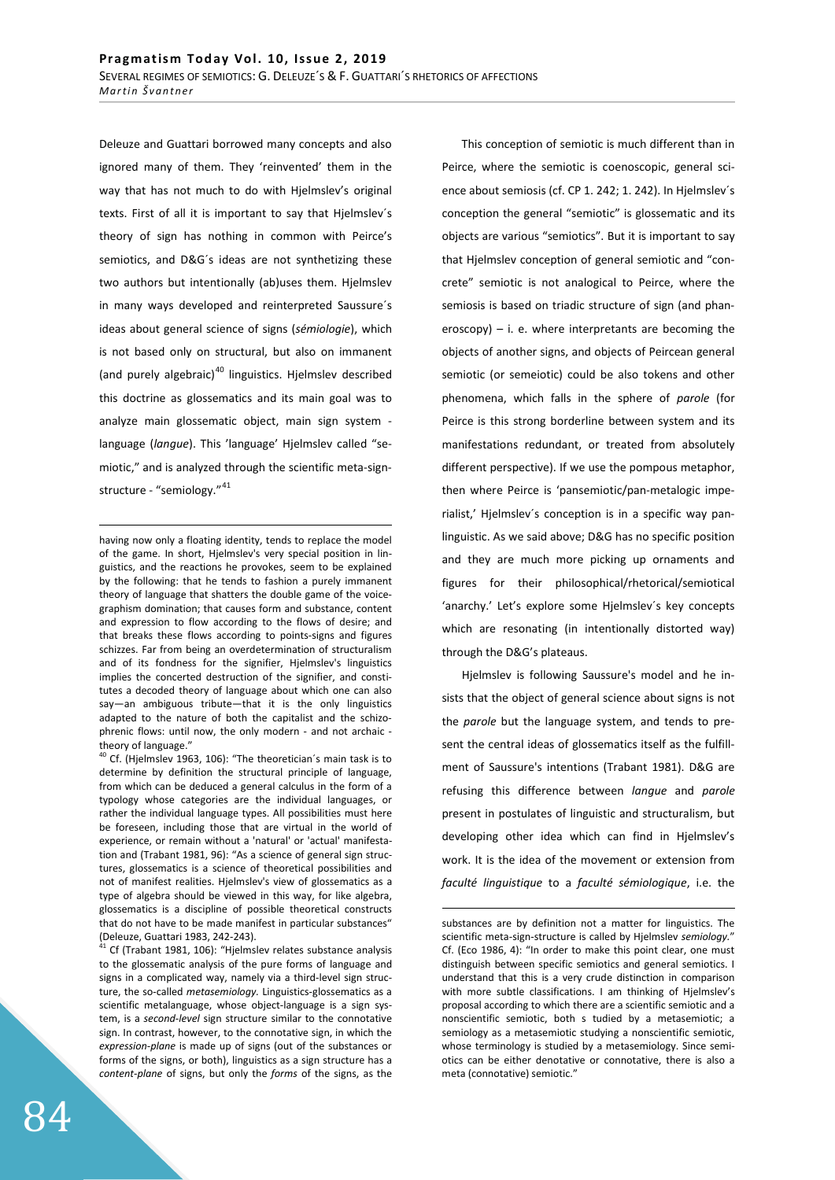Deleuze and Guattari borrowed many concepts and also ignored many of them. They 'reinvented' them in the way that has not much to do with Hjelmslev's original texts. First of all it is important to say that Hjelmslev´s theory of sign has nothing in common with Peirce's semiotics, and D&G´s ideas are not synthetizing these two authors but intentionally (ab)uses them. Hjelmslev in many ways developed and reinterpreted Saussure´s ideas about general science of signs (*sémiologie*), which is not based only on structural, but also on immanent (and purely algebraic)[40] linguistics. Hjelmslev described this doctrine as glossematics and its main goal was to analyze main glossematic object, main sign system - language (*langue*). This 'language' Hjelmslev called "semiotic," and is analyzed through the scientific meta-sign-structure - "semiology."[41]

This conception of semiotic is much different than in Peirce, where the semiotic is coenoscopic, general science about semiosis (cf. CP 1. 242; 1. 242). In Hjelmslev´s conception the general "semiotic" is glossematic and its objects are various "semiotics". But it is important to say that Hjelmslev conception of general semiotic and "concrete" semiotic is not analogical to Peirce, where the semiosis is based on triadic structure of sign (and phaneroscopy) – i. e. where interpretants are becoming the objects of another signs, and objects of Peircean general semiotic (or semeiotic) could be also tokens and other phenomena, which falls in the sphere of *parole* (for Peirce is this strong borderline between system and its manifestations redundant, or treated from absolutely different perspective). If we use the pompous metaphor, then where Peirce is 'pansemiotic/pan-metalogic imperialist,' Hjelmslev´s conception is in a specific way pan-linguistic. As we said above; D&G has no specific position and they are much more picking up ornaments and figures for their philosophical/rhetorical/semiotical 'anarchy.' Let's explore some Hjelmslev´s key concepts which are resonating (in intentionally distorted way) through the D&G's plateaus.

Hjelmslev is following Saussure's model and he insists that the object of general science about signs is not the *parole* but the language system, and tends to present the central ideas of glossematics itself as the fulfillment of Saussure's intentions (Trabant 1981). D&G are refusing this difference between *langue* and *parole* present in postulates of linguistic and structuralism, but developing other idea which can find in Hjelmslev's work. It is the idea of the movement or extension from *faculté linguistique* to a *faculté sémiologique*, i.e. the

---

having now only a floating identity, tends to replace the model of the game. In short, Hjelmslev's very special position in linguistics, and the reactions he provokes, seem to be explained by the following: that he tends to fashion a purely immanent theory of language that shatters the double game of the voice-graphism domination; that causes form and substance, content and expression to flow according to the flows of desire; and that breaks these flows according to points-signs and figures schizzes. Far from being an overdetermination of structuralism and of its fondness for the signifier, Hjelmslev's linguistics implies the concerted destruction of the signifier, and constitutes a decoded theory of language about which one can also say—an ambiguous tribute—that it is the only linguistics adapted to the nature of both the capitalist and the schizophrenic flows: until now, the only modern - and not archaic - theory of language."

[40] Cf. (Hjelmslev 1963, 106): "The theoretician´s main task is to determine by definition the structural principle of language, from which can be deduced a general calculus in the form of a typology whose categories are the individual languages, or rather the individual language types. All possibilities must here be foreseen, including those that are virtual in the world of experience, or remain without a 'natural' or 'actual' manifestation and (Trabant 1981, 96): "As a science of general sign structures, glossematics is a science of theoretical possibilities and not of manifest realities. Hjelmslev's view of glossematics as a type of algebra should be viewed in this way, for like algebra, glossematics is a discipline of possible theoretical constructs that do not have to be made manifest in particular substances" (Deleuze, Guattari 1983, 242-243).

[41] Cf (Trabant 1981, 106): "Hjelmslev relates substance analysis to the glossematic analysis of the pure forms of language and signs in a complicated way, namely via a third-level sign structure, the so-called *metasemiology.* Linguistics-glossematics as a scientific metalanguage, whose object-language is a sign system, is a *second-level* sign structure similar to the connotative sign. In contrast, however, to the connotative sign, in which the *expression-plane* is made up of signs (out of the substances or forms of the signs, or both), linguistics as a sign structure has a *content-plane* of signs, but only the *forms* of the signs, as the substances are by definition not a matter for linguistics. The scientific meta-sign-structure is called by Hjelmslev *semiology.*" Cf. (Eco 1986, 4): "In order to make this point clear, one must distinguish between specific semiotics and general semiotics. I understand that this is a very crude distinction in comparison with more subtle classifications. I am thinking of Hjelmslev's proposal according to which there are a scientific semiotic and a nonscientific semiotic, both s tudied by a metasemiotic; a semiology as a metasemiotic studying a nonscientific semiotic, whose terminology is studied by a metasemiology. Since semiotics can be either denotative or connotative, there is also a meta (connotative) semiotic."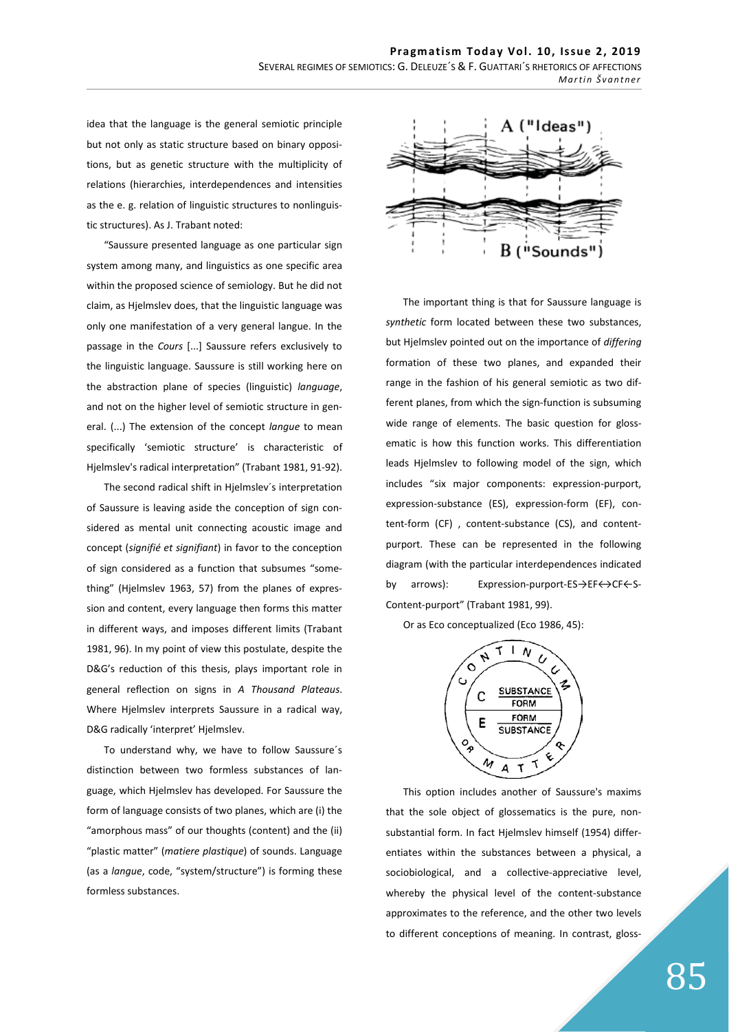idea that the language is the general semiotic principle but not only as static structure based on binary oppositions, but as genetic structure with the multiplicity of relations (hierarchies, interdependences and intensities as the e. g. relation of linguistic structures to nonlinguistic structures). As J. Trabant noted:

"Saussure presented language as one particular sign system among many, and linguistics as one specific area within the proposed science of semiology. But he did not claim, as Hjelmslev does, that the linguistic language was only one manifestation of a very general langue. In the passage in the *Cours* [...] Saussure refers exclusively to the linguistic language. Saussure is still working here on the abstraction plane of species (linguistic) *language*, and not on the higher level of semiotic structure in general. (...) The extension of the concept *langue* to mean specifically 'semiotic structure' is characteristic of Hjelmslev's radical interpretation" (Trabant 1981, 91-92).

The second radical shift in Hjelmslev´s interpretation of Saussure is leaving aside the conception of sign considered as mental unit connecting acoustic image and concept (*signifié et signifiant*) in favor to the conception of sign considered as a function that subsumes "something" (Hjelmslev 1963, 57) from the planes of expression and content, every language then forms this matter in different ways, and imposes different limits (Trabant 1981, 96). In my point of view this postulate, despite the D&G's reduction of this thesis, plays important role in general reflection on signs in *A Thousand Plateaus*. Where Hjelmslev interprets Saussure in a radical way, D&G radically 'interpret' Hjelmslev.

To understand why, we have to follow Saussure´s distinction between two formless substances of language, which Hjelmslev has developed. For Saussure the form of language consists of two planes, which are (i) the "amorphous mass" of our thoughts (content) and the (ii) "plastic matter" (*matiere plastique*) of sounds. Language (as a *langue*, code, "system/structure") is forming these formless substances.

A ("Ideas")

B ("Sounds")

The important thing is that for Saussure language is *synthetic* form located between these two substances, but Hjelmslev pointed out on the importance of *differing* formation of these two planes, and expanded their range in the fashion of his general semiotic as two different planes, from which the sign-function is subsuming wide range of elements. The basic question for glossematic is how this function works. This differentiation leads Hjelmslev to following model of the sign, which includes "six major components: expression-purport, expression-substance (ES), expression-form (EF), content-form (CF) , content-substance (CS), and content-purport. These can be represented in the following diagram (with the particular interdependences indicated by arrows): Expression-purport-ES→EF↔CF←S-Content-purport" (Trabant 1981, 99).

Or as Eco conceptualized (Eco 1986, 45):

CONTINUUM OR MATTER — C: SUBSTANCE / FORM; E: FORM / SUBSTANCE

This option includes another of Saussure's maxims that the sole object of glossematics is the pure, non-substantial form. In fact Hjelmslev himself (1954) differentiates within the substances between a physical, a sociobiological, and a collective-appreciative level, whereby the physical level of the content-substance approximates to the reference, and the other two levels to different conceptions of meaning. In contrast, gloss-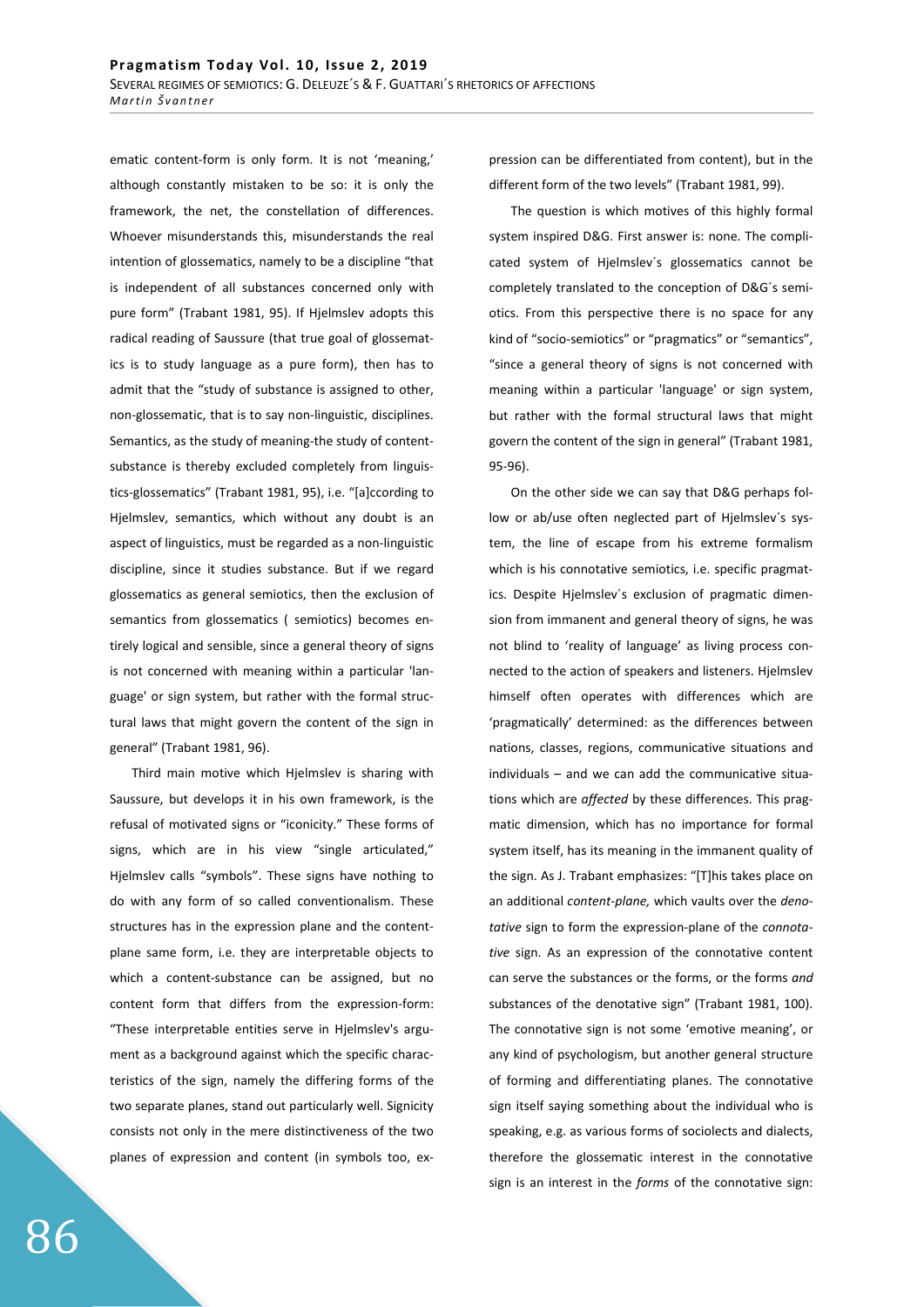ematic content-form is only form. It is not 'meaning,' although constantly mistaken to be so: it is only the framework, the net, the constellation of differences. Whoever misunderstands this, misunderstands the real intention of glossematics, namely to be a discipline "that is independent of all substances concerned only with pure form" (Trabant 1981, 95). If Hjelmslev adopts this radical reading of Saussure (that true goal of glossematics is to study language as a pure form), then has to admit that the "study of substance is assigned to other, non-glossematic, that is to say non-linguistic, disciplines. Semantics, as the study of meaning-the study of content-substance is thereby excluded completely from linguistics-glossematics" (Trabant 1981, 95), i.e. "[a]ccording to Hjelmslev, semantics, which without any doubt is an aspect of linguistics, must be regarded as a non-linguistic discipline, since it studies substance. But if we regard glossematics as general semiotics, then the exclusion of semantics from glossematics ( semiotics) becomes entirely logical and sensible, since a general theory of signs is not concerned with meaning within a particular 'language' or sign system, but rather with the formal structural laws that might govern the content of the sign in general" (Trabant 1981, 96).

Third main motive which Hjelmslev is sharing with Saussure, but develops it in his own framework, is the refusal of motivated signs or "iconicity." These forms of signs, which are in his view "single articulated," Hjelmslev calls "symbols". These signs have nothing to do with any form of so called conventionalism. These structures has in the expression plane and the content-plane same form, i.e. they are interpretable objects to which a content-substance can be assigned, but no content form that differs from the expression-form: "These interpretable entities serve in Hjelmslev's argument as a background against which the specific characteristics of the sign, namely the differing forms of the two separate planes, stand out particularly well. Signicity consists not only in the mere distinctiveness of the two planes of expression and content (in symbols too, expression can be differentiated from content), but in the different form of the two levels" (Trabant 1981, 99).

The question is which motives of this highly formal system inspired D&G. First answer is: none. The complicated system of Hjelmslev´s glossematics cannot be completely translated to the conception of D&G´s semiotics. From this perspective there is no space for any kind of "socio-semiotics" or "pragmatics" or "semantics", "since a general theory of signs is not concerned with meaning within a particular 'language' or sign system, but rather with the formal structural laws that might govern the content of the sign in general" (Trabant 1981, 95-96).

On the other side we can say that D&G perhaps follow or ab/use often neglected part of Hjelmslev´s system, the line of escape from his extreme formalism which is his connotative semiotics, i.e. specific pragmatics. Despite Hjelmslev´s exclusion of pragmatic dimension from immanent and general theory of signs, he was not blind to 'reality of language' as living process connected to the action of speakers and listeners. Hjelmslev himself often operates with differences which are 'pragmatically' determined: as the differences between nations, classes, regions, communicative situations and individuals – and we can add the communicative situations which are *affected* by these differences. This pragmatic dimension, which has no importance for formal system itself, has its meaning in the immanent quality of the sign. As J. Trabant emphasizes: "[T]his takes place on an additional *content-plane,* which vaults over the *denotative* sign to form the expression-plane of the *connotative* sign. As an expression of the connotative content can serve the substances or the forms, or the forms *and* substances of the denotative sign" (Trabant 1981, 100). The connotative sign is not some 'emotive meaning', or any kind of psychologism, but another general structure of forming and differentiating planes. The connotative sign itself saying something about the individual who is speaking, e.g. as various forms of sociolects and dialects, therefore the glossematic interest in the connotative sign is an interest in the *forms* of the connotative sign: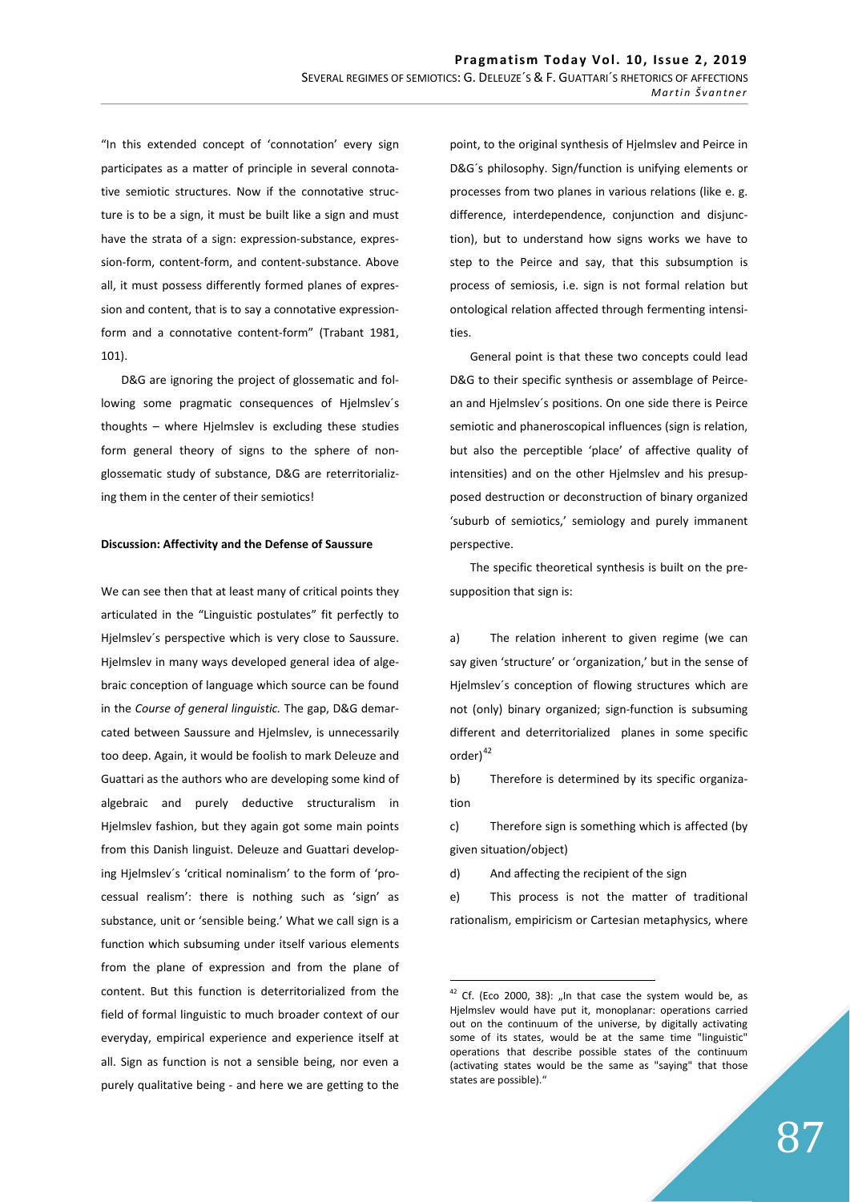"In this extended concept of 'connotation' every sign participates as a matter of principle in several connotative semiotic structures. Now if the connotative structure is to be a sign, it must be built like a sign and must have the strata of a sign: expression-substance, expression-form, content-form, and content-substance. Above all, it must possess differently formed planes of expression and content, that is to say a connotative expression-form and a connotative content-form" (Trabant 1981, 101).

D&G are ignoring the project of glossematic and following some pragmatic consequences of Hjelmslev´s thoughts – where Hjelmslev is excluding these studies form general theory of signs to the sphere of non-glossematic study of substance, D&G are reterritorializing them in the center of their semiotics!

**Discussion: Affectivity and the Defense of Saussure**

We can see then that at least many of critical points they articulated in the "Linguistic postulates" fit perfectly to Hjelmslev´s perspective which is very close to Saussure. Hjelmslev in many ways developed general idea of algebraic conception of language which source can be found in the *Course of general linguistic.* The gap, D&G demarcated between Saussure and Hjelmslev, is unnecessarily too deep. Again, it would be foolish to mark Deleuze and Guattari as the authors who are developing some kind of algebraic and purely deductive structuralism in Hjelmslev fashion, but they again got some main points from this Danish linguist. Deleuze and Guattari developing Hjelmslev´s 'critical nominalism' to the form of 'processual realism': there is nothing such as 'sign' as substance, unit or 'sensible being.' What we call sign is a function which subsuming under itself various elements from the plane of expression and from the plane of content. But this function is deterritorialized from the field of formal linguistic to much broader context of our everyday, empirical experience and experience itself at all. Sign as function is not a sensible being, nor even a purely qualitative being - and here we are getting to the point, to the original synthesis of Hjelmslev and Peirce in D&G´s philosophy. Sign/function is unifying elements or processes from two planes in various relations (like e. g. difference, interdependence, conjunction and disjunction), but to understand how signs works we have to step to the Peirce and say, that this subsumption is process of semiosis, i.e. sign is not formal relation but ontological relation affected through fermenting intensities.

General point is that these two concepts could lead D&G to their specific synthesis or assemblage of Peircean and Hjelmslev´s positions. On one side there is Peirce semiotic and phaneroscopical influences (sign is relation, but also the perceptible 'place' of affective quality of intensities) and on the other Hjelmslev and his presupposed destruction or deconstruction of binary organized 'suburb of semiotics,' semiology and purely immanent perspective.

The specific theoretical synthesis is built on the presupposition that sign is:

a) The relation inherent to given regime (we can say given 'structure' or 'organization,' but in the sense of Hjelmslev´s conception of flowing structures which are not (only) binary organized; sign-function is subsuming different and deterritorialized planes in some specific order)[42]

b) Therefore is determined by its specific organization

c) Therefore sign is something which is affected (by given situation/object)

d) And affecting the recipient of the sign

e) This process is not the matter of traditional rationalism, empiricism or Cartesian metaphysics, where

[42] Cf. (Eco 2000, 38): „In that case the system would be, as Hjelmslev would have put it, monoplanar: operations carried out on the continuum of the universe, by digitally activating some of its states, would be at the same time "linguistic" operations that describe possible states of the continuum (activating states would be the same as "saying" that those states are possible)."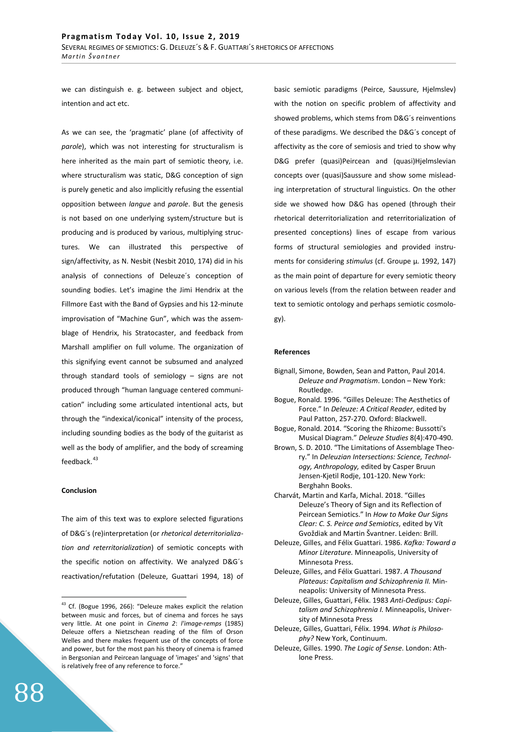we can distinguish e. g. between subject and object, intention and act etc.

As we can see, the 'pragmatic' plane (of affectivity of *parole*), which was not interesting for structuralism is here inherited as the main part of semiotic theory, i.e. where structuralism was static, D&G conception of sign is purely genetic and also implicitly refusing the essential opposition between *langue* and *parole*. But the genesis is not based on one underlying system/structure but is producing and is produced by various, multiplying structures. We can illustrated this perspective of sign/affectivity, as N. Nesbit (Nesbit 2010, 174) did in his analysis of connections of Deleuze´s conception of sounding bodies. Let's imagine the Jimi Hendrix at the Fillmore East with the Band of Gypsies and his 12-minute improvisation of "Machine Gun", which was the assemblage of Hendrix, his Stratocaster, and feedback from Marshall amplifier on full volume. The organization of this signifying event cannot be subsumed and analyzed through standard tools of semiology – signs are not produced through "human language centered communication" including some articulated intentional acts, but through the "indexical/iconical" intensity of the process, including sounding bodies as the body of the guitarist as well as the body of amplifier, and the body of screaming feedback.[43]

**Conclusion**

The aim of this text was to explore selected figurations of D&G´s (re)interpretation (or *rhetorical deterritorialization and reterritorialization*) of semiotic concepts with the specific notion on affectivity. We analyzed D&G´s reactivation/refutation (Deleuze, Guattari 1994, 18) of basic semiotic paradigms (Peirce, Saussure, Hjelmslev) with the notion on specific problem of affectivity and showed problems, which stems from D&G´s reinventions of these paradigms. We described the D&G´s concept of affectivity as the core of semiosis and tried to show why D&G prefer (quasi)Peircean and (quasi)Hjelmslevian concepts over (quasi)Saussure and show some misleading interpretation of structural linguistics. On the other side we showed how D&G has opened (through their rhetorical deterritorialization and reterritorialization of presented conceptions) lines of escape from various forms of structural semiologies and provided instruments for considering *stimulus* (cf. Groupe μ. 1992, 147) as the main point of departure for every semiotic theory on various levels (from the relation between reader and text to semiotic ontology and perhaps semiotic cosmology).

[43] Cf. (Bogue 1996, 266): "Deleuze makes explicit the relation between music and forces, but of cinema and forces he says very little. At one point in *Cinema 2*: *l'image-remps* (1985) Deleuze offers a Nietzschean reading of the film of Orson Welles and there makes frequent use of the concepts of force and power, but for the most pan his theory of cinema is framed in Bergsonian and Peircean language of 'images' and 'signs' that is relatively free of any reference to force."

**References**

- Bignall, Simone, Bowden, Sean and Patton, Paul 2014. *Deleuze and Pragmatism*. London – New York: Routledge.
- Bogue, Ronald. 1996. "Gilles Deleuze: The Aesthetics of Force." In *Deleuze: A Critical Reader*, edited by Paul Patton, 257-270. Oxford: Blackwell.
- Bogue, Ronald. 2014. "Scoring the Rhizome: Bussotti's Musical Diagram." *Deleuze Studies* 8(4):470-490.
- Brown, S. D. 2010. "The Limitations of Assemblage Theory." In *Deleuzian Intersections: Science, Technology, Anthropology,* edited by Casper Bruun Jensen-Kjetil Rodje, 101-120. New York: Berghahn Books.
- Charvát, Martin and Karľa, Michal. 2018. "Gilles Deleuze's Theory of Sign and its Reflection of Peircean Semiotics." In *How to Make Our Signs Clear: C. S. Peirce and Semiotics*, edited by Vít Gvoždiak and Martin Švantner. Leiden: Brill.
- Deleuze, Gilles, and Félix Guattari. 1986. *Kafka: Toward a Minor Literature.* Minneapolis, University of Minnesota Press.
- Deleuze, Gilles, and Félix Guattari. 1987. *A Thousand Plateaus: Capitalism and Schizophrenia II.* Minneapolis: University of Minnesota Press.
- Deleuze, Gilles, Guattari, Félix. 1983 *Anti-Oedipus: Capitalism and Schizophrenia I.* Minneapolis, University of Minnesota Press
- Deleuze, Gilles, Guattari, Félix. 1994. *What is Philosophy?* New York, Continuum.
- Deleuze, Gilles. 1990. *The Logic of Sense*. London: Athlone Press.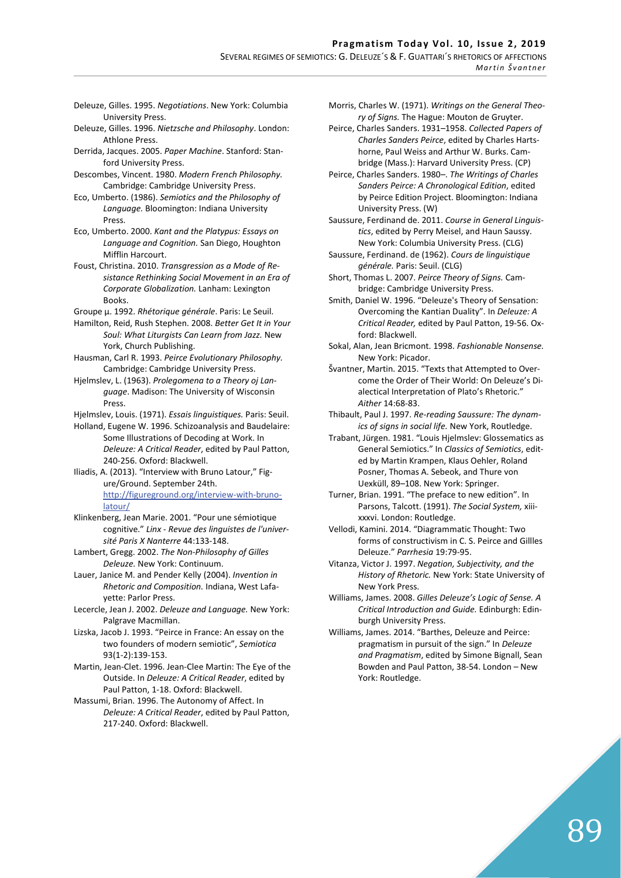Deleuze, Gilles. 1995. *Negotiations*. New York: Columbia University Press.

Deleuze, Gilles. 1996. *Nietzsche and Philosophy*. London: Athlone Press.

Derrida, Jacques. 2005. *Paper Machine*. Stanford: Stanford University Press.

Descombes, Vincent. 1980. *Modern French Philosophy.* Cambridge: Cambridge University Press.

Eco, Umberto. (1986). *Semiotics and the Philosophy of Language.* Bloomington: Indiana University Press.

Eco, Umberto. 2000. *Kant and the Platypus: Essays on Language and Cognition.* San Diego, Houghton Mifflin Harcourt.

Foust, Christina. 2010. *Transgression as a Mode of Resistance Rethinking Social Movement in an Era of Corporate Globalization.* Lanham: Lexington Books.

Groupe µ. 1992. *Rhétorique générale*. Paris: Le Seuil.

Hamilton, Reid, Rush Stephen. 2008. *Better Get It in Your Soul: What Liturgists Can Learn from Jazz.* New York, Church Publishing.

Hausman, Carl R. 1993. *Peirce Evolutionary Philosophy.* Cambridge: Cambridge University Press.

Hjelmslev, L. (1963). *Prolegomena to a Theory oj Language*. Madison: The University of Wisconsin Press.

Hjelmslev, Louis. (1971). *Essais linguistiques.* Paris: Seuil.

Holland, Eugene W. 1996. Schizoanalysis and Baudelaire: Some Illustrations of Decoding at Work. In *Deleuze: A Critical Reader*, edited by Paul Patton, 240-256. Oxford: Blackwell.

Iliadis, A. (2013). "Interview with Bruno Latour," Figure/Ground. September 24th. http://figureground.org/interview-with-bruno-latour/

Klinkenberg, Jean Marie. 2001. "Pour une sémiotique cognitive." *Linx - Revue des linguistes de l'université Paris X Nanterre* 44:133-148.

Lambert, Gregg. 2002. *The Non-Philosophy of Gilles Deleuze.* New York: Continuum.

Lauer, Janice M. and Pender Kelly (2004). *Invention in Rhetoric and Composition.* Indiana, West Lafayette: Parlor Press.

Lecercle, Jean J. 2002. *Deleuze and Language.* New York: Palgrave Macmillan.

Lizska, Jacob J. 1993. "Peirce in France: An essay on the two founders of modern semiotic", *Semiotica* 93(1-2):139-153.

Martin, Jean-Clet. 1996. Jean-Clee Martin: The Eye of the Outside. In *Deleuze: A Critical Reader*, edited by Paul Patton, 1-18. Oxford: Blackwell.

Massumi, Brian. 1996. The Autonomy of Affect. In *Deleuze: A Critical Reader*, edited by Paul Patton, 217-240. Oxford: Blackwell.

Morris, Charles W. (1971). *Writings on the General Theory of Signs.* The Hague: Mouton de Gruyter.

Peirce, Charles Sanders. 1931–1958. *Collected Papers of Charles Sanders Peirce*, edited by Charles Hartshorne, Paul Weiss and Arthur W. Burks. Cambridge (Mass.): Harvard University Press. (CP)

Peirce, Charles Sanders. 1980–. *The Writings of Charles Sanders Peirce: A Chronological Edition*, edited by Peirce Edition Project. Bloomington: Indiana University Press. (W)

Saussure, Ferdinand de. 2011. *Course in General Linguistics*, edited by Perry Meisel, and Haun Saussy. New York: Columbia University Press. (CLG)

Saussure, Ferdinand. de (1962). *Cours de linguistique générale.* Paris: Seuil. (CLG)

Short, Thomas L. 2007. *Peirce Theory of Signs.* Cambridge: Cambridge University Press.

Smith, Daniel W. 1996. "Deleuze's Theory of Sensation: Overcoming the Kantian Duality". In *Deleuze: A Critical Reader,* edited by Paul Patton, 19-56. Oxford: Blackwell.

Sokal, Alan, Jean Bricmont. 1998. *Fashionable Nonsense.* New York: Picador.

Švantner, Martin. 2015. "Texts that Attempted to Overcome the Order of Their World: On Deleuze's Dialectical Interpretation of Plato's Rhetoric." *Aither* 14:68-83.

Thibault, Paul J. 1997. *Re-reading Saussure: The dynamics of signs in social life.* New York, Routledge.

Trabant, Jürgen. 1981. "Louis Hjelmslev: Glossematics as General Semiotics." In *Classics of Semiotics*, edited by Martin Krampen, Klaus Oehler, Roland Posner, Thomas A. Sebeok, and Thure von Uexküll, 89–108. New York: Springer.

Turner, Brian. 1991. "The preface to new edition". In Parsons, Talcott. (1991). *The Social System,* xiii-xxxvi. London: Routledge.

Vellodi, Kamini. 2014. "Diagrammatic Thought: Two forms of constructivism in C. S. Peirce and Gillles Deleuze." *Parrhesia* 19:79-95.

Vitanza, Victor J. 1997. *Negation, Subjectivity, and the History of Rhetoric.* New York: State University of New York Press.

Williams, James. 2008. *Gilles Deleuze's Logic of Sense. A Critical Introduction and Guide.* Edinburgh: Edinburgh University Press.

Williams, James. 2014. "Barthes, Deleuze and Peirce: pragmatism in pursuit of the sign." In *Deleuze and Pragmatism*, edited by Simone Bignall, Sean Bowden and Paul Patton, 38-54. London – New York: Routledge.